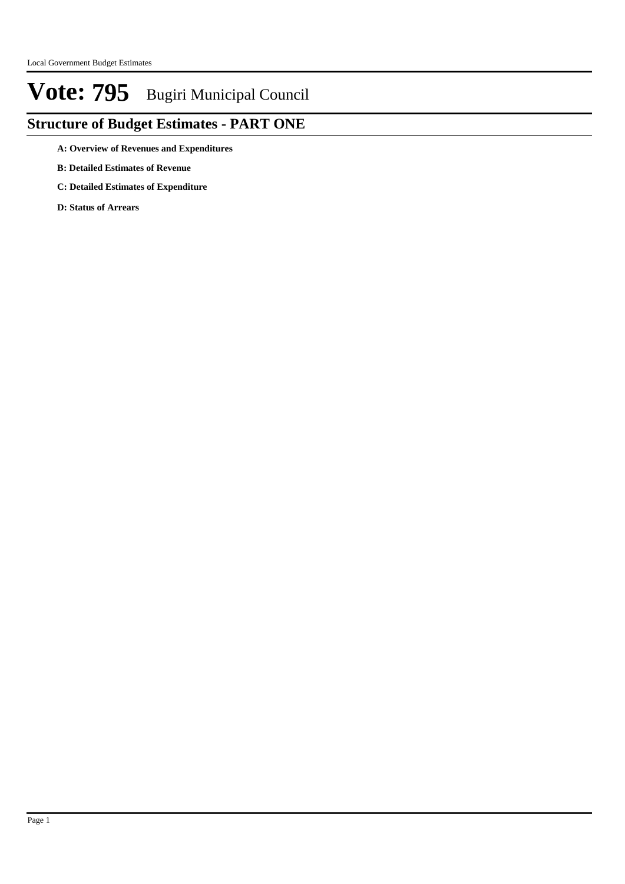# Vote: 795 Bugiri Municipal Council

## Structure of Budget Estimates - PART ONE

**A: Overview of Revenues and Expenditures**

**B: Detailed Estimates of Revenue**

**C: Detailed Estimates of Expenditure**

**D: Status of Arrears**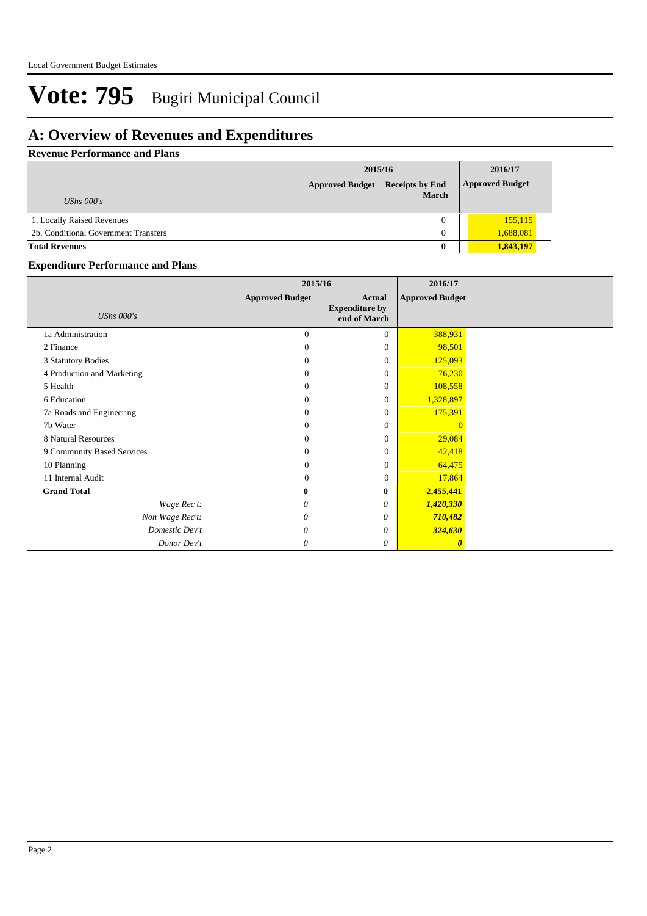# Vote: 795 Bugiri Municipal Council

## A: Overview of Revenues and Expenditures

### Revenue Performance and Plans

| UShs 000's | 2015/16 Approved Budget | 2015/16 Receipts by End March | 2016/17 Approved Budget |
|---|---|---|---|
| 1. Locally Raised Revenues | | 0 | 155,115 |
| 2b. Conditional Government Transfers | | 0 | 1,688,081 |
| **Total Revenues** | | **0** | **1,843,197** |

### Expenditure Performance and Plans

| UShs 000's | 2015/16 Approved Budget | 2015/16 Actual Expenditure by end of March | 2016/17 Approved Budget |
|---|---|---|---|
| 1a Administration | 0 | 0 | 388,931 |
| 2 Finance | 0 | 0 | 98,501 |
| 3 Statutory Bodies | 0 | 0 | 125,093 |
| 4 Production and Marketing | 0 | 0 | 76,230 |
| 5 Health | 0 | 0 | 108,558 |
| 6 Education | 0 | 0 | 1,328,897 |
| 7a Roads and Engineering | 0 | 0 | 175,391 |
| 7b Water | 0 | 0 | 0 |
| 8 Natural Resources | 0 | 0 | 29,084 |
| 9 Community Based Services | 0 | 0 | 42,418 |
| 10 Planning | 0 | 0 | 64,475 |
| 11 Internal Audit | 0 | 0 | 17,864 |
| **Grand Total** | **0** | **0** | **2,455,441** |
| *Wage Rec't:* | *0* | *0* | ***1,420,330*** |
| *Non Wage Rec't:* | *0* | *0* | ***710,482*** |
| *Domestic Dev't* | *0* | *0* | ***324,630*** |
| *Donor Dev't* | *0* | *0* | ***0*** |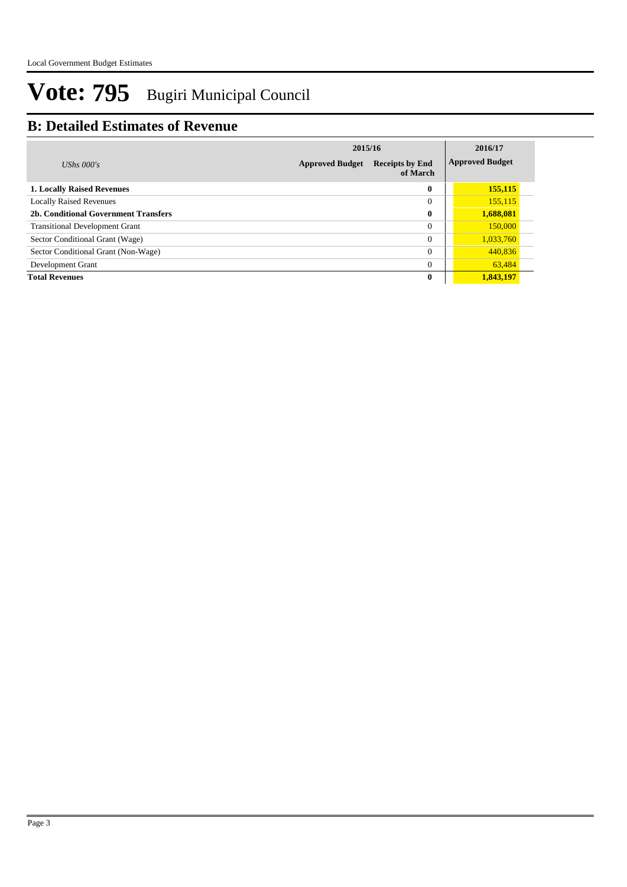# Vote: 795 Bugiri Municipal Council

## B: Detailed Estimates of Revenue

| *UShs 000's* | 2015/16 | | 2016/17 |
|---|---|---|---|
| | **Approved Budget** | **Receipts by End of March** | **Approved Budget** |
| **1. Locally Raised Revenues** | | **0** | **155,115** |
| Locally Raised Revenues | | 0 | 155,115 |
| **2b. Conditional Government Transfers** | | **0** | **1,688,081** |
| Transitional Development Grant | | 0 | 150,000 |
| Sector Conditional Grant (Wage) | | 0 | 1,033,760 |
| Sector Conditional Grant (Non-Wage) | | 0 | 440,836 |
| Development Grant | | 0 | 63,484 |
| **Total Revenues** | | **0** | **1,843,197** |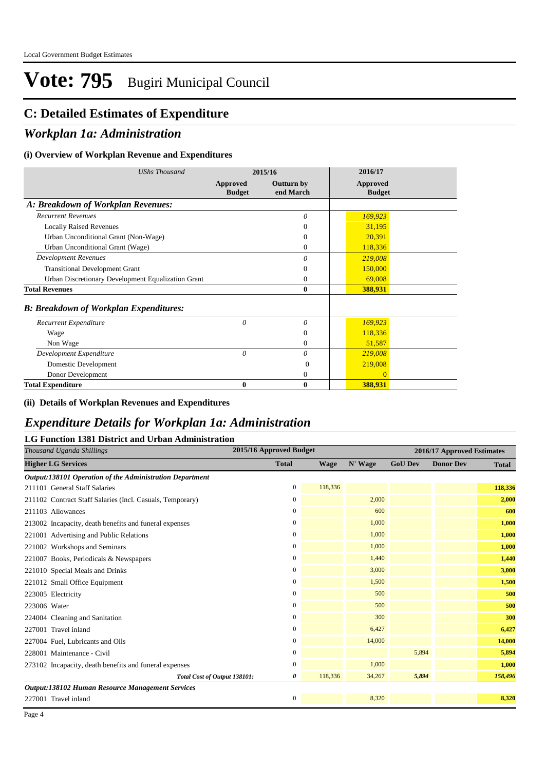# Vote: 795 Bugiri Municipal Council

## C: Detailed Estimates of Expenditure

## *Workplan 1a: Administration*

### (i) Overview of Workplan Revenue and Expenditures

| *UShs Thousand* | 2015/16 | | 2016/17 |
|---|---|---|---|
| | Approved Budget | Outturn by end March | Approved Budget |
| ***A: Breakdown of Workplan Revenues:*** | | | |
| *Recurrent Revenues* | | *0* | *169,923* |
| Locally Raised Revenues | | 0 | 31,195 |
| Urban Unconditional Grant (Non-Wage) | | 0 | 20,391 |
| Urban Unconditional Grant (Wage) | | 0 | 118,336 |
| *Development Revenues* | | *0* | *219,008* |
| Transitional Development Grant | | 0 | 150,000 |
| Urban Discretionary Development Equalization Grant | | 0 | 69,008 |
| **Total Revenues** | | **0** | **388,931** |
| ***B: Breakdown of Workplan Expenditures:*** | | | |
| *Recurrent Expenditure* | *0* | *0* | *169,923* |
| Wage | | 0 | 118,336 |
| Non Wage | | 0 | 51,587 |
| *Development Expenditure* | *0* | *0* | *219,008* |
| Domestic Development | | 0 | 219,008 |
| Donor Development | | 0 | 0 |
| **Total Expenditure** | **0** | **0** | **388,931** |

### (ii) Details of Workplan Revenues and Expenditures

## *Expenditure Details for Workplan 1a: Administration*

### LG Function 1381 District and Urban Administration

| *Thousand Uganda Shillings* | 2015/16 Approved Budget | 2016/17 Approved Estimates | | | | |
|---|---|---|---|---|---|---|
| **Higher LG Services** | **Total** | **Wage** | **N' Wage** | **GoU Dev** | **Donor Dev** | **Total** |
| ***Output:138101 Operation of the Administration Department*** | | | | | | |
| 211101 General Staff Salaries | 0 | 118,336 | | | | **118,336** |
| 211102 Contract Staff Salaries (Incl. Casuals, Temporary) | 0 | | 2,000 | | | **2,000** |
| 211103 Allowances | 0 | | 600 | | | **600** |
| 213002 Incapacity, death benefits and funeral expenses | 0 | | 1,000 | | | **1,000** |
| 221001 Advertising and Public Relations | 0 | | 1,000 | | | **1,000** |
| 221002 Workshops and Seminars | 0 | | 1,000 | | | **1,000** |
| 221007 Books, Periodicals & Newspapers | 0 | | 1,440 | | | **1,440** |
| 221010 Special Meals and Drinks | 0 | | 3,000 | | | **3,000** |
| 221012 Small Office Equipment | 0 | | 1,500 | | | **1,500** |
| 223005 Electricity | 0 | | 500 | | | **500** |
| 223006 Water | 0 | | 500 | | | **500** |
| 224004 Cleaning and Sanitation | 0 | | 300 | | | **300** |
| 227001 Travel inland | 0 | | 6,427 | | | **6,427** |
| 227004 Fuel, Lubricants and Oils | 0 | | 14,000 | | | **14,000** |
| 228001 Maintenance - Civil | 0 | | | 5,894 | | **5,894** |
| 273102 Incapacity, death benefits and funeral expenses | 0 | | 1,000 | | | **1,000** |
| *Total Cost of Output 138101:* | *0* | 118,336 | 34,267 | *5,894* | | ***158,496*** |
| ***Output:138102 Human Resource Management Services*** | | | | | | |
| 227001 Travel inland | 0 | | 8,320 | | | **8,320** |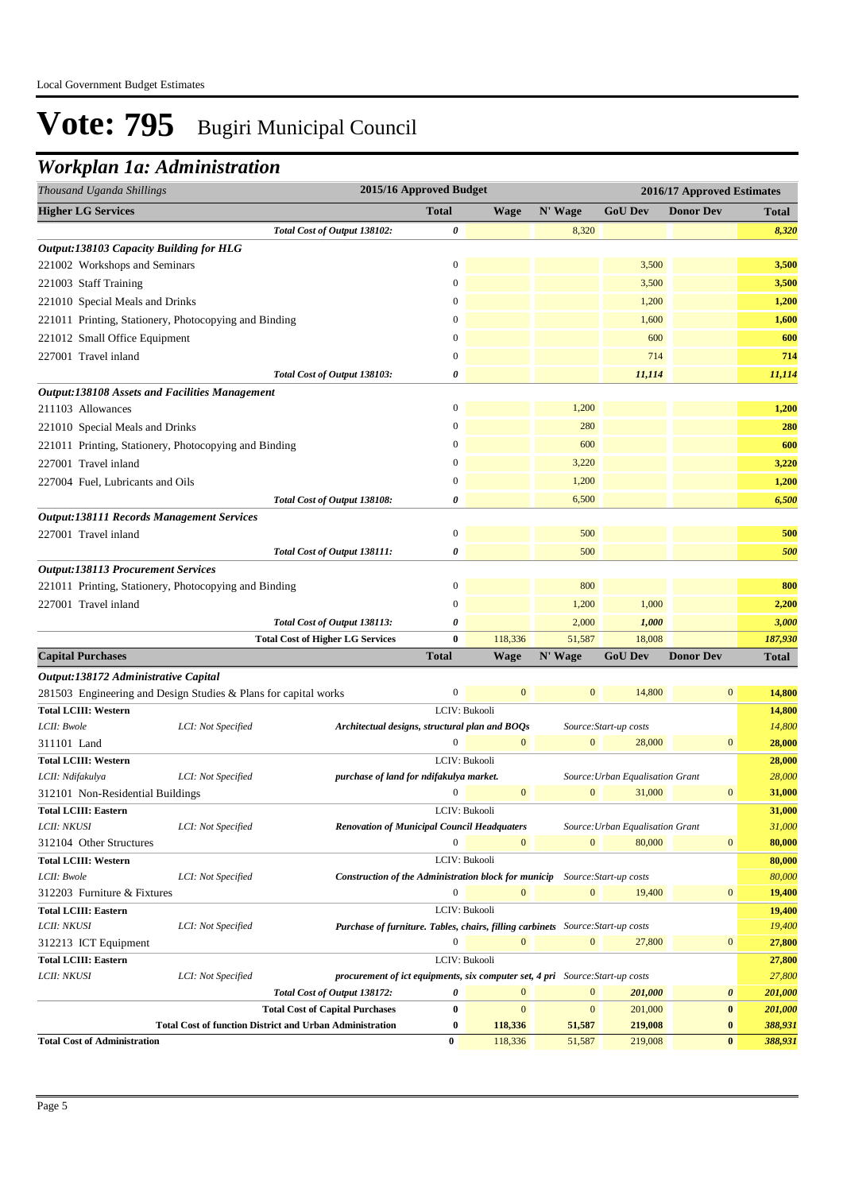# Vote: 795 Bugiri Municipal Council

## Workplan 1a: Administration

| Thousand Uganda Shillings | | | 2015/16 Approved Budget | 2016/17 Approved Estimates | | | | |
|---|---|---|---|---|---|---|---|---|
| **Higher LG Services** | | | **Total** | **Wage** | **N' Wage** | **GoU Dev** | **Donor Dev** | **Total** |
| | | *Total Cost of Output 138102:* | *0* | | 8,320 | | | *8,320* |
| ***Output:138103 Capacity Building for HLG*** | | | | | | | | |
| 221002 Workshops and Seminars | | | 0 | | | 3,500 | | **3,500** |
| 221003 Staff Training | | | 0 | | | 3,500 | | **3,500** |
| 221010 Special Meals and Drinks | | | 0 | | | 1,200 | | **1,200** |
| 221011 Printing, Stationery, Photocopying and Binding | | | 0 | | | 1,600 | | **1,600** |
| 221012 Small Office Equipment | | | 0 | | | 600 | | **600** |
| 227001 Travel inland | | | 0 | | | 714 | | **714** |
| | | *Total Cost of Output 138103:* | *0* | | | *11,114* | | *11,114* |
| ***Output:138108 Assets and Facilities Management*** | | | | | | | | |
| 211103 Allowances | | | 0 | | 1,200 | | | **1,200** |
| 221010 Special Meals and Drinks | | | 0 | | 280 | | | **280** |
| 221011 Printing, Stationery, Photocopying and Binding | | | 0 | | 600 | | | **600** |
| 227001 Travel inland | | | 0 | | 3,220 | | | **3,220** |
| 227004 Fuel, Lubricants and Oils | | | 0 | | 1,200 | | | **1,200** |
| | | *Total Cost of Output 138108:* | *0* | | 6,500 | | | *6,500* |
| ***Output:138111 Records Management Services*** | | | | | | | | |
| 227001 Travel inland | | | 0 | | 500 | | | **500** |
| | | *Total Cost of Output 138111:* | *0* | | 500 | | | *500* |
| ***Output:138113 Procurement Services*** | | | | | | | | |
| 221011 Printing, Stationery, Photocopying and Binding | | | 0 | | 800 | | | **800** |
| 227001 Travel inland | | | 0 | | 1,200 | 1,000 | | **2,200** |
| | | *Total Cost of Output 138113:* | *0* | | 2,000 | *1,000* | | *3,000* |
| | | **Total Cost of Higher LG Services** | **0** | 118,336 | 51,587 | 18,008 | | *187,930* |
| **Capital Purchases** | | | **Total** | **Wage** | **N' Wage** | **GoU Dev** | **Donor Dev** | **Total** |
| ***Output:138172 Administrative Capital*** | | | | | | | | |
| 281503 Engineering and Design Studies & Plans for capital works | | | 0 | 0 | 0 | 14,800 | 0 | **14,800** |
| **Total LCIII: Western** | | LCIV: Bukooli | | | | | | **14,800** |
| *LCII: Bwole* | *LCI: Not Specified* | ***Architectual designs, structural plan and BOQs*** | | | *Source:Start-up costs* | | | *14,800* |
| 311101 Land | | | 0 | 0 | 0 | 28,000 | 0 | **28,000** |
| **Total LCIII: Western** | | LCIV: Bukooli | | | | | | **28,000** |
| *LCII: Ndifakulya* | *LCI: Not Specified* | ***purchase of land for ndifakulya market.*** | | | *Source:Urban Equalisation Grant* | | | *28,000* |
| 312101 Non-Residential Buildings | | | 0 | 0 | 0 | 31,000 | 0 | **31,000** |
| **Total LCIII: Eastern** | | LCIV: Bukooli | | | | | | **31,000** |
| *LCII: NKUSI* | *LCI: Not Specified* | ***Renovation of Municipal Council Headquaters*** | | | *Source:Urban Equalisation Grant* | | | *31,000* |
| 312104 Other Structures | | | 0 | 0 | 0 | 80,000 | 0 | **80,000** |
| **Total LCIII: Western** | | LCIV: Bukooli | | | | | | **80,000** |
| *LCII: Bwole* | *LCI: Not Specified* | ***Construction of the Administration block for municip*** | | | *Source:Start-up costs* | | | *80,000* |
| 312203 Furniture & Fixtures | | | 0 | 0 | 0 | 19,400 | 0 | **19,400** |
| **Total LCIII: Eastern** | | LCIV: Bukooli | | | | | | **19,400** |
| *LCII: NKUSI* | *LCI: Not Specified* | ***Purchase of furniture. Tables, chairs, filling carbinets*** | | | *Source:Start-up costs* | | | *19,400* |
| 312213 ICT Equipment | | | 0 | 0 | 0 | 27,800 | 0 | **27,800** |
| **Total LCIII: Eastern** | | LCIV: Bukooli | | | | | | **27,800** |
| *LCII: NKUSI* | *LCI: Not Specified* | ***procurement of ict equipments, six computer set, 4 pri*** | | | *Source:Start-up costs* | | | *27,800* |
| | | *Total Cost of Output 138172:* | *0* | 0 | 0 | *201,000* | *0* | *201,000* |
| | | **Total Cost of Capital Purchases** | **0** | 0 | 0 | 201,000 | **0** | *201,000* |
| | **Total Cost of function District and Urban Administration** | | **0** | **118,336** | **51,587** | **219,008** | **0** | *388,931* |
| **Total Cost of Administration** | | | **0** | 118,336 | 51,587 | 219,008 | **0** | *388,931* |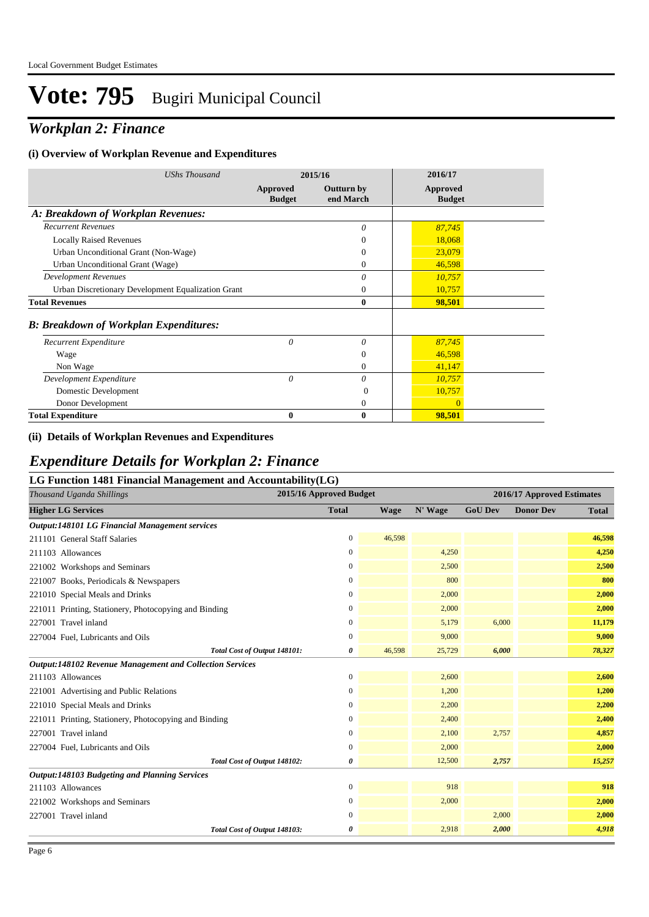# Vote: 795 Bugiri Municipal Council

## Workplan 2: Finance

### (i) Overview of Workplan Revenue and Expenditures

| UShs Thousand | 2015/16 | | 2016/17 |
|---|---|---|---|
| | Approved Budget | Outturn by end March | Approved Budget |
| **A: Breakdown of Workplan Revenues:** | | | |
| *Recurrent Revenues* | | *0* | *87,745* |
| Locally Raised Revenues | | 0 | 18,068 |
| Urban Unconditional Grant (Non-Wage) | | 0 | 23,079 |
| Urban Unconditional Grant (Wage) | | 0 | 46,598 |
| *Development Revenues* | | *0* | *10,757* |
| Urban Discretionary Development Equalization Grant | | 0 | 10,757 |
| **Total Revenues** | | **0** | **98,501** |
| **B: Breakdown of Workplan Expenditures:** | | | |
| *Recurrent Expenditure* | *0* | *0* | *87,745* |
| Wage | | 0 | 46,598 |
| Non Wage | | 0 | 41,147 |
| *Development Expenditure* | *0* | *0* | *10,757* |
| Domestic Development | | 0 | 10,757 |
| Donor Development | | 0 | 0 |
| **Total Expenditure** | **0** | **0** | **98,501** |

### (ii) Details of Workplan Revenues and Expenditures

## Expenditure Details for Workplan 2: Finance

### LG Function 1481 Financial Management and Accountability(LG)

| Thousand Uganda Shillings | 2015/16 Approved Budget | 2016/17 Approved Estimates | | | | |
|---|---|---|---|---|---|---|
| **Higher LG Services** | **Total** | **Wage** | **N' Wage** | **GoU Dev** | **Donor Dev** | **Total** |
| ***Output:148101 LG Financial Management services*** | | | | | | |
| 211101 General Staff Salaries | 0 | 46,598 | | | | **46,598** |
| 211103 Allowances | 0 | | 4,250 | | | **4,250** |
| 221002 Workshops and Seminars | 0 | | 2,500 | | | **2,500** |
| 221007 Books, Periodicals & Newspapers | 0 | | 800 | | | **800** |
| 221010 Special Meals and Drinks | 0 | | 2,000 | | | **2,000** |
| 221011 Printing, Stationery, Photocopying and Binding | 0 | | 2,000 | | | **2,000** |
| 227001 Travel inland | 0 | | 5,179 | 6,000 | | **11,179** |
| 227004 Fuel, Lubricants and Oils | 0 | | 9,000 | | | **9,000** |
| *Total Cost of Output 148101:* | ***0*** | 46,598 | 25,729 | ***6,000*** | | ***78,327*** |
| ***Output:148102 Revenue Management and Collection Services*** | | | | | | |
| 211103 Allowances | 0 | | 2,600 | | | **2,600** |
| 221001 Advertising and Public Relations | 0 | | 1,200 | | | **1,200** |
| 221010 Special Meals and Drinks | 0 | | 2,200 | | | **2,200** |
| 221011 Printing, Stationery, Photocopying and Binding | 0 | | 2,400 | | | **2,400** |
| 227001 Travel inland | 0 | | 2,100 | 2,757 | | **4,857** |
| 227004 Fuel, Lubricants and Oils | 0 | | 2,000 | | | **2,000** |
| *Total Cost of Output 148102:* | ***0*** | | 12,500 | ***2,757*** | | ***15,257*** |
| ***Output:148103 Budgeting and Planning Services*** | | | | | | |
| 211103 Allowances | 0 | | 918 | | | **918** |
| 221002 Workshops and Seminars | 0 | | 2,000 | | | **2,000** |
| 227001 Travel inland | 0 | | | 2,000 | | **2,000** |
| *Total Cost of Output 148103:* | ***0*** | | 2,918 | ***2,000*** | | ***4,918*** |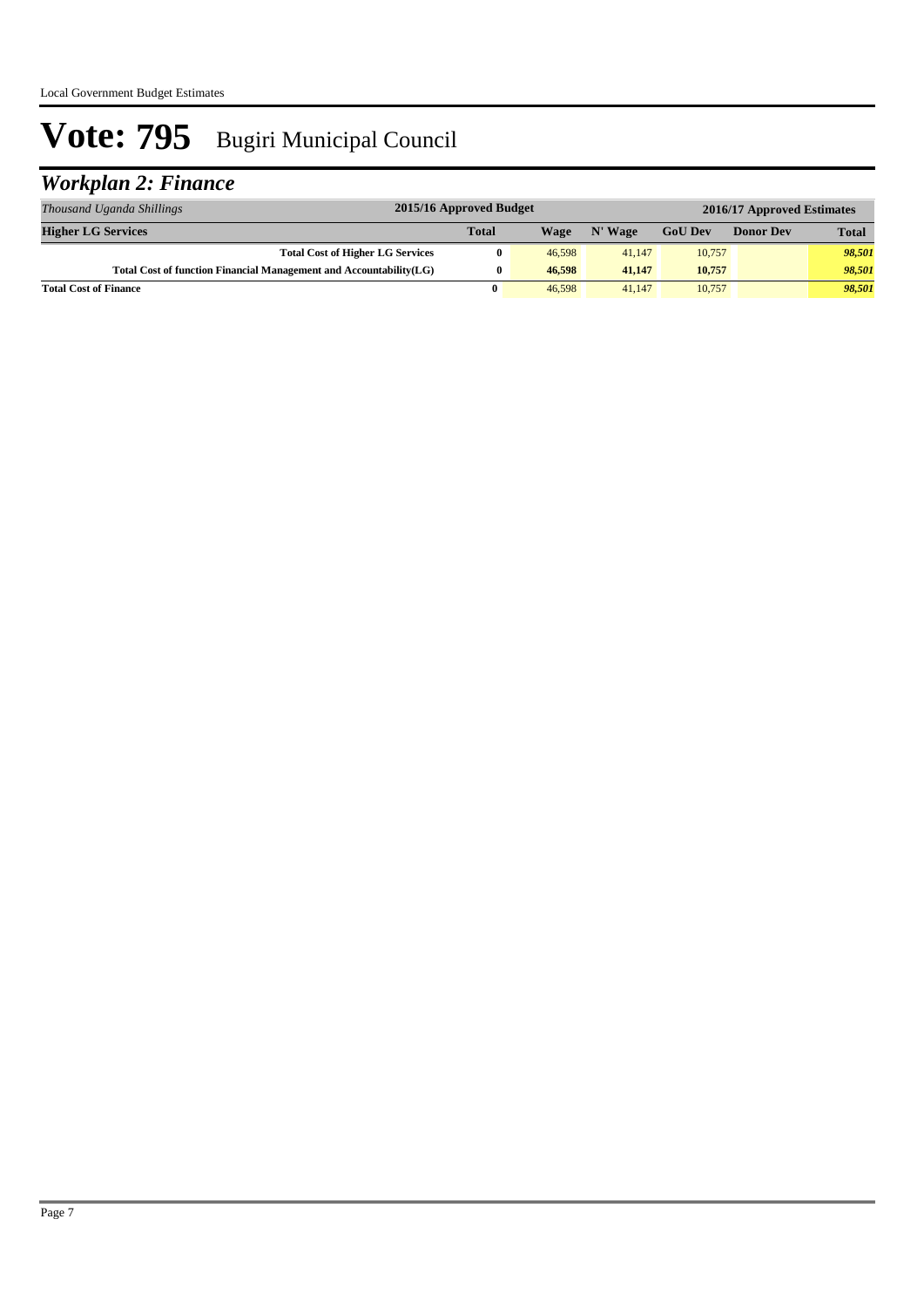# Vote: 795 Bugiri Municipal Council

## *Workplan 2: Finance*

| *Thousand Uganda Shillings* | 2015/16 Approved Budget | 2016/17 Approved Estimates | | | | |
|---|---|---|---|---|---|---|
| **Higher LG Services** | **Total** | **Wage** | **N' Wage** | **GoU Dev** | **Donor Dev** | **Total** |
| **Total Cost of Higher LG Services** | **0** | 46,598 | 41,147 | 10,757 | | ***98,501*** |
| **Total Cost of function Financial Management and Accountability(LG)** | **0** | **46,598** | **41,147** | **10,757** | | ***98,501*** |
| **Total Cost of Finance** | **0** | 46,598 | 41,147 | 10,757 | | ***98,501*** |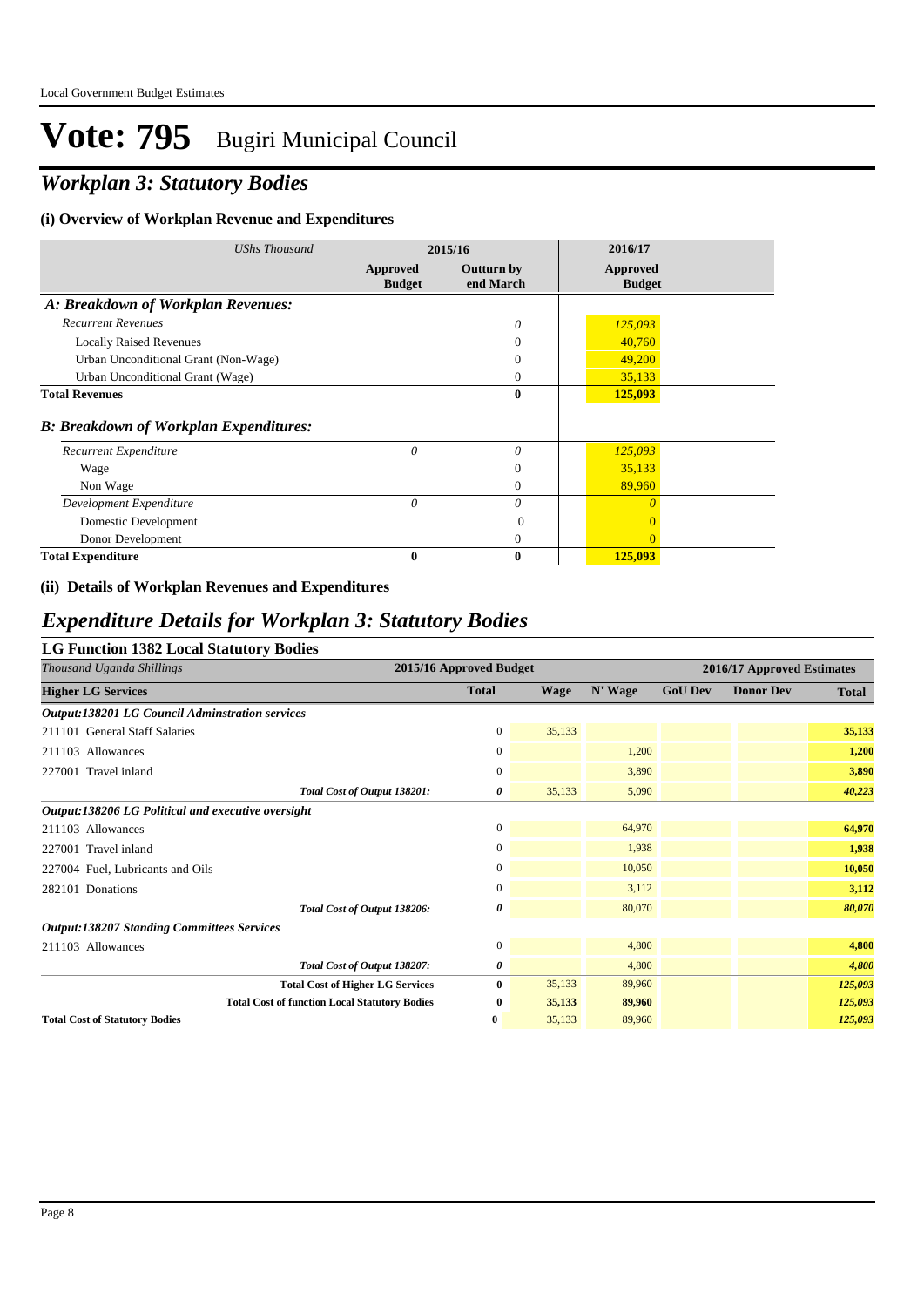# Vote: 795 Bugiri Municipal Council

## *Workplan 3: Statutory Bodies*

### (i) Overview of Workplan Revenue and Expenditures

| *UShs Thousand* | 2015/16 Approved Budget | 2015/16 Outturn by end March | 2016/17 Approved Budget |
|---|---|---|---|
| ***A: Breakdown of Workplan Revenues:*** | | | |
| *Recurrent Revenues* | | *0* | *125,093* |
| Locally Raised Revenues | | 0 | 40,760 |
| Urban Unconditional Grant (Non-Wage) | | 0 | 49,200 |
| Urban Unconditional Grant (Wage) | | 0 | 35,133 |
| **Total Revenues** | | **0** | **125,093** |
| ***B: Breakdown of Workplan Expenditures:*** | | | |
| *Recurrent Expenditure* | *0* | *0* | *125,093* |
| Wage | | 0 | 35,133 |
| Non Wage | | 0 | 89,960 |
| *Development Expenditure* | *0* | *0* | *0* |
| Domestic Development | | 0 | 0 |
| Donor Development | | 0 | 0 |
| **Total Expenditure** | **0** | **0** | **125,093** |

### (ii) Details of Workplan Revenues and Expenditures

## *Expenditure Details for Workplan 3: Statutory Bodies*

### LG Function 1382 Local Statutory Bodies

| *Thousand Uganda Shillings* | 2015/16 Approved Budget | 2016/17 Approved Estimates | | | | |
|---|---|---|---|---|---|---|
| **Higher LG Services** | **Total** | **Wage** | **N' Wage** | **GoU Dev** | **Donor Dev** | **Total** |
| ***Output:138201 LG Council Adminstration services*** | | | | | | |
| 211101 General Staff Salaries | 0 | 35,133 | | | | **35,133** |
| 211103 Allowances | 0 | | 1,200 | | | **1,200** |
| 227001 Travel inland | 0 | | 3,890 | | | **3,890** |
| *Total Cost of Output 138201:* | *0* | 35,133 | 5,090 | | | ***40,223*** |
| ***Output:138206 LG Political and executive oversight*** | | | | | | |
| 211103 Allowances | 0 | | 64,970 | | | **64,970** |
| 227001 Travel inland | 0 | | 1,938 | | | **1,938** |
| 227004 Fuel, Lubricants and Oils | 0 | | 10,050 | | | **10,050** |
| 282101 Donations | 0 | | 3,112 | | | **3,112** |
| *Total Cost of Output 138206:* | *0* | | 80,070 | | | ***80,070*** |
| ***Output:138207 Standing Committees Services*** | | | | | | |
| 211103 Allowances | 0 | | 4,800 | | | **4,800** |
| *Total Cost of Output 138207:* | *0* | | 4,800 | | | ***4,800*** |
| **Total Cost of Higher LG Services** | **0** | 35,133 | 89,960 | | | ***125,093*** |
| **Total Cost of function Local Statutory Bodies** | **0** | **35,133** | **89,960** | | | ***125,093*** |
| **Total Cost of Statutory Bodies** | **0** | 35,133 | 89,960 | | | ***125,093*** |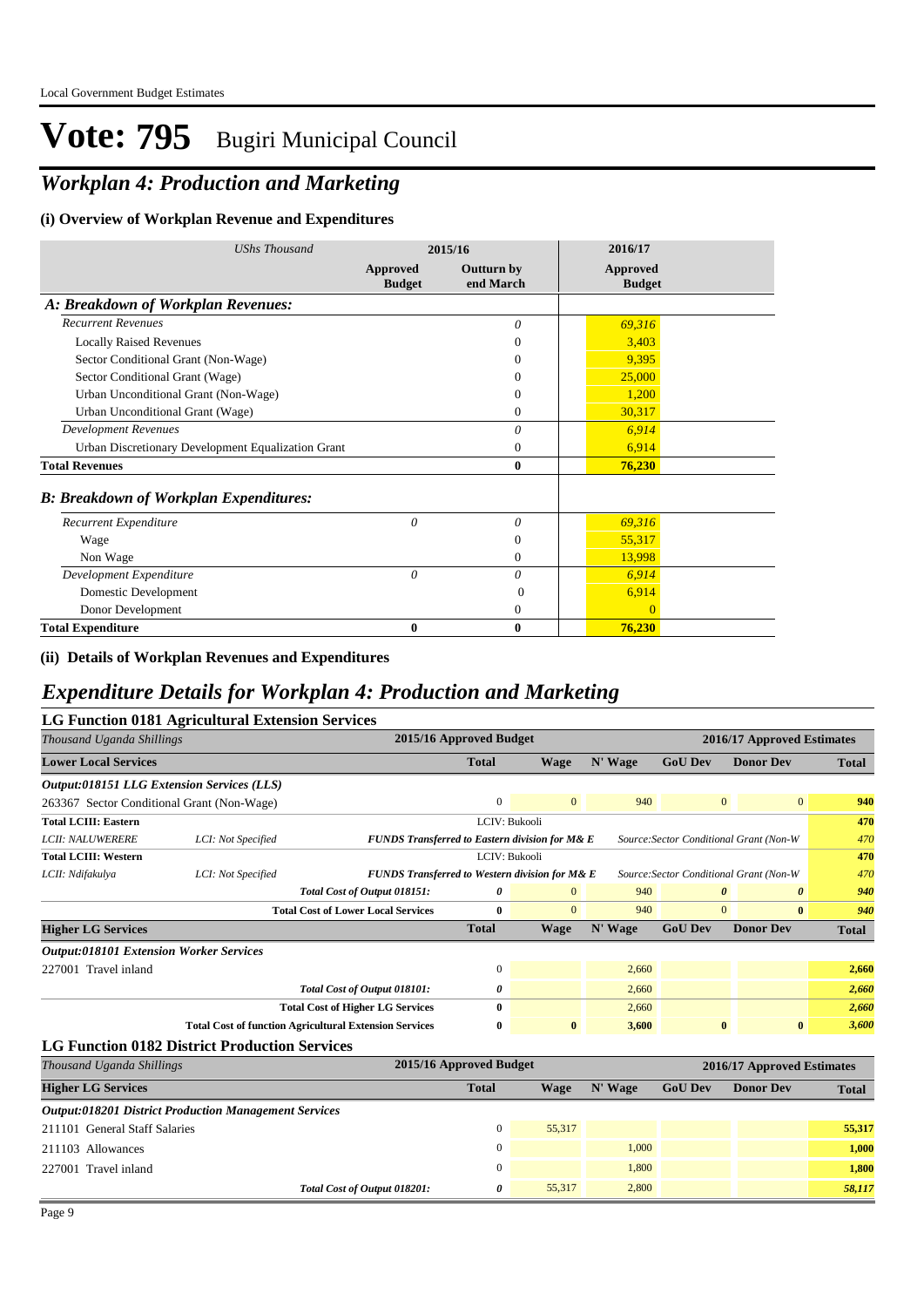# Vote: 795 Bugiri Municipal Council

## *Workplan 4: Production and Marketing*

### (i) Overview of Workplan Revenue and Expenditures

| *UShs Thousand* | 2015/16 | | 2016/17 |
|---|---|---|---|
| | Approved Budget | Outturn by end March | Approved Budget |
| ***A: Breakdown of Workplan Revenues:*** | | | |
| *Recurrent Revenues* | | *0* | *69,316* |
| Locally Raised Revenues | | 0 | 3,403 |
| Sector Conditional Grant (Non-Wage) | | 0 | 9,395 |
| Sector Conditional Grant (Wage) | | 0 | 25,000 |
| Urban Unconditional Grant (Non-Wage) | | 0 | 1,200 |
| Urban Unconditional Grant (Wage) | | 0 | 30,317 |
| *Development Revenues* | | *0* | *6,914* |
| Urban Discretionary Development Equalization Grant | | 0 | 6,914 |
| **Total Revenues** | | **0** | **76,230** |
| ***B: Breakdown of Workplan Expenditures:*** | | | |
| *Recurrent Expenditure* | *0* | *0* | *69,316* |
| Wage | | 0 | 55,317 |
| Non Wage | | 0 | 13,998 |
| *Development Expenditure* | *0* | *0* | *6,914* |
| Domestic Development | | 0 | 6,914 |
| Donor Development | | 0 | 0 |
| **Total Expenditure** | **0** | **0** | **76,230** |

### (ii) Details of Workplan Revenues and Expenditures

## *Expenditure Details for Workplan 4: Production and Marketing*

### LG Function 0181 Agricultural Extension Services

| *Thousand Uganda Shillings* | | | 2015/16 Approved Budget | 2016/17 Approved Estimates | | | | |
|---|---|---|---|---|---|---|---|---|
| **Lower Local Services** | | | **Total** | **Wage** | **N' Wage** | **GoU Dev** | **Donor Dev** | **Total** |
| ***Output:018151 LLG Extension Services (LLS)*** | | | | | | | | |
| 263367 Sector Conditional Grant (Non-Wage) | | | 0 | 0 | 940 | 0 | 0 | **940** |
| **Total LCIII: Eastern** | | | LCIV: Bukooli | | | | | **470** |
| *LCII: NALUWERERE* | *LCI: Not Specified* | ***FUNDS Transferred to Eastern division for M& E*** | | | *Source:Sector Conditional Grant (Non-W* | | | *470* |
| **Total LCIII: Western** | | | LCIV: Bukooli | | | | | **470** |
| *LCII: Ndifakulya* | *LCI: Not Specified* | ***FUNDS Transferred to Western division for M& E*** | | | *Source:Sector Conditional Grant (Non-W* | | | *470* |
| | | *Total Cost of Output 018151:* | *0* | 0 | 940 | *0* | *0* | ***940*** |
| | | **Total Cost of Lower Local Services** | **0** | 0 | 940 | 0 | **0** | ***940*** |
| **Higher LG Services** | | | **Total** | **Wage** | **N' Wage** | **GoU Dev** | **Donor Dev** | **Total** |
| ***Output:018101 Extension Worker Services*** | | | | | | | | |
| 227001 Travel inland | | | 0 | | 2,660 | | | **2,660** |
| | | *Total Cost of Output 018101:* | *0* | | 2,660 | | | ***2,660*** |
| | | **Total Cost of Higher LG Services** | **0** | | 2,660 | | | ***2,660*** |
| | | **Total Cost of function Agricultural Extension Services** | **0** | **0** | **3,600** | **0** | **0** | ***3,600*** |

### LG Function 0182 District Production Services

| *Thousand Uganda Shillings* | 2015/16 Approved Budget | 2016/17 Approved Estimates | | | | |
|---|---|---|---|---|---|---|
| **Higher LG Services** | **Total** | **Wage** | **N' Wage** | **GoU Dev** | **Donor Dev** | **Total** |
| ***Output:018201 District Production Management Services*** | | | | | | |
| 211101 General Staff Salaries | 0 | 55,317 | | | | **55,317** |
| 211103 Allowances | 0 | | 1,000 | | | **1,000** |
| 227001 Travel inland | 0 | | 1,800 | | | **1,800** |
| *Total Cost of Output 018201:* | *0* | 55,317 | 2,800 | | | ***58,117*** |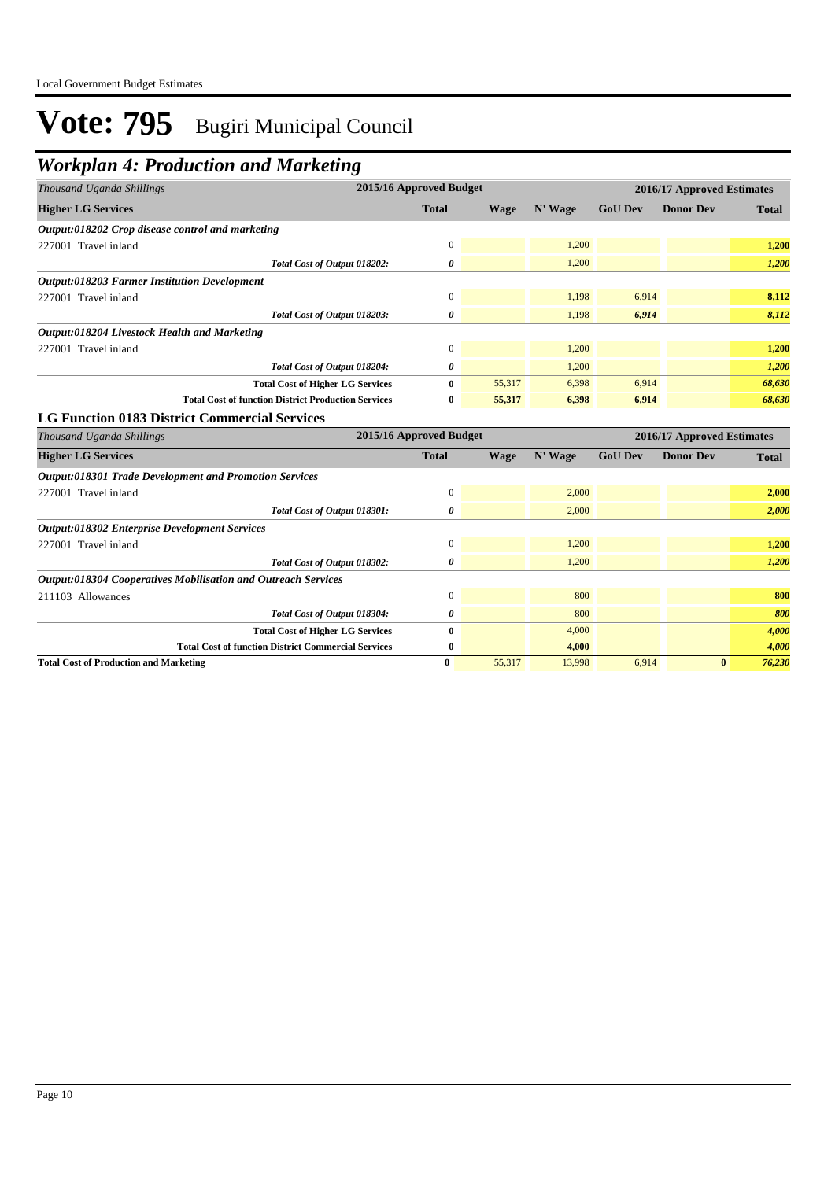# Vote: 795 Bugiri Municipal Council

## Workplan 4: Production and Marketing

| Thousand Uganda Shillings | 2015/16 Approved Budget | 2016/17 Approved Estimates | | | | |
|---|---|---|---|---|---|---|
| **Higher LG Services** | **Total** | **Wage** | **N' Wage** | **GoU Dev** | **Donor Dev** | **Total** |
| ***Output:018202 Crop disease control and marketing*** | | | | | | |
| 227001 Travel inland | 0 | | 1,200 | | | **1,200** |
| *Total Cost of Output 018202:* | *0* | | 1,200 | | | ***1,200*** |
| ***Output:018203 Farmer Institution Development*** | | | | | | |
| 227001 Travel inland | 0 | | 1,198 | 6,914 | | **8,112** |
| *Total Cost of Output 018203:* | *0* | | 1,198 | *6,914* | | ***8,112*** |
| ***Output:018204 Livestock Health and Marketing*** | | | | | | |
| 227001 Travel inland | 0 | | 1,200 | | | **1,200** |
| *Total Cost of Output 018204:* | *0* | | 1,200 | | | ***1,200*** |
| **Total Cost of Higher LG Services** | **0** | 55,317 | 6,398 | 6,914 | | ***68,630*** |
| **Total Cost of function District Production Services** | **0** | **55,317** | **6,398** | **6,914** | | ***68,630*** |

### LG Function 0183 District Commercial Services

| Thousand Uganda Shillings | 2015/16 Approved Budget | 2016/17 Approved Estimates | | | | |
|---|---|---|---|---|---|---|
| **Higher LG Services** | **Total** | **Wage** | **N' Wage** | **GoU Dev** | **Donor Dev** | **Total** |
| ***Output:018301 Trade Development and Promotion Services*** | | | | | | |
| 227001 Travel inland | 0 | | 2,000 | | | **2,000** |
| *Total Cost of Output 018301:* | *0* | | 2,000 | | | ***2,000*** |
| ***Output:018302 Enterprise Development Services*** | | | | | | |
| 227001 Travel inland | 0 | | 1,200 | | | **1,200** |
| *Total Cost of Output 018302:* | *0* | | 1,200 | | | ***1,200*** |
| ***Output:018304 Cooperatives Mobilisation and Outreach Services*** | | | | | | |
| 211103 Allowances | 0 | | 800 | | | **800** |
| *Total Cost of Output 018304:* | *0* | | 800 | | | ***800*** |
| **Total Cost of Higher LG Services** | **0** | | 4,000 | | | ***4,000*** |
| **Total Cost of function District Commercial Services** | **0** | | **4,000** | | | ***4,000*** |
| **Total Cost of Production and Marketing** | **0** | 55,317 | 13,998 | 6,914 | **0** | ***76,230*** |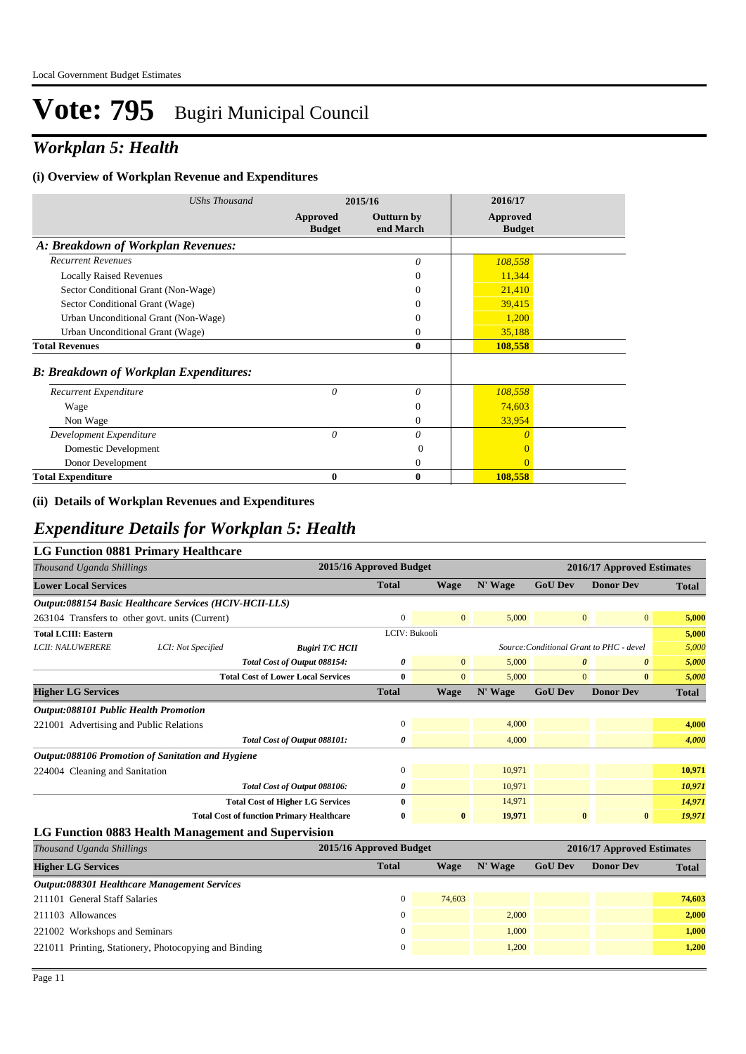Local Government Budget Estimates

# Vote: 795 Bugiri Municipal Council

## *Workplan 5: Health*

### (i) Overview of Workplan Revenue and Expenditures

| *UShs Thousand* | 2015/16 | | 2016/17 |
|---|---|---|---|
| | Approved Budget | Outturn by end March | Approved Budget |
| ***A: Breakdown of Workplan Revenues:*** | | | |
| *Recurrent Revenues* | | *0* | *108,558* |
| Locally Raised Revenues | | 0 | 11,344 |
| Sector Conditional Grant (Non-Wage) | | 0 | 21,410 |
| Sector Conditional Grant (Wage) | | 0 | 39,415 |
| Urban Unconditional Grant (Non-Wage) | | 0 | 1,200 |
| Urban Unconditional Grant (Wage) | | 0 | 35,188 |
| **Total Revenues** | | **0** | **108,558** |
| ***B: Breakdown of Workplan Expenditures:*** | | | |
| *Recurrent Expenditure* | *0* | *0* | *108,558* |
| Wage | | 0 | 74,603 |
| Non Wage | | 0 | 33,954 |
| *Development Expenditure* | *0* | *0* | *0* |
| Domestic Development | | 0 | 0 |
| Donor Development | | 0 | 0 |
| **Total Expenditure** | **0** | **0** | **108,558** |

### (ii) Details of Workplan Revenues and Expenditures

## *Expenditure Details for Workplan 5: Health*

### LG Function 0881 Primary Healthcare

| *Thousand Uganda Shillings* | | | 2015/16 Approved Budget | 2016/17 Approved Estimates | | | | |
|---|---|---|---|---|---|---|---|---|
| **Lower Local Services** | | | **Total** | **Wage** | **N' Wage** | **GoU Dev** | **Donor Dev** | **Total** |
| ***Output:088154 Basic Healthcare Services (HCIV-HCII-LLS)*** | | | | | | | | |
| 263104 Transfers to other govt. units (Current) | | | 0 | 0 | 5,000 | 0 | 0 | **5,000** |
| **Total LCIII: Eastern** | | | LCIV: Bukooli | | | | | **5,000** |
| *LCII: NALUWERERE* | *LCI: Not Specified* | ***Bugiri T/C HCII*** | | | *Source:Conditional Grant to PHC - devel* | | | *5,000* |
| | | ***Total Cost of Output 088154:*** | ***0*** | 0 | 5,000 | ***0*** | ***0*** | ***5,000*** |
| | | **Total Cost of Lower Local Services** | **0** | 0 | 5,000 | 0 | **0** | ***5,000*** |
| **Higher LG Services** | | | **Total** | **Wage** | **N' Wage** | **GoU Dev** | **Donor Dev** | **Total** |
| ***Output:088101 Public Health Promotion*** | | | | | | | | |
| 221001 Advertising and Public Relations | | | 0 | | 4,000 | | | **4,000** |
| | | ***Total Cost of Output 088101:*** | ***0*** | | 4,000 | | | ***4,000*** |
| ***Output:088106 Promotion of Sanitation and Hygiene*** | | | | | | | | |
| 224004 Cleaning and Sanitation | | | 0 | | 10,971 | | | **10,971** |
| | | ***Total Cost of Output 088106:*** | ***0*** | | 10,971 | | | ***10,971*** |
| | | **Total Cost of Higher LG Services** | **0** | | 14,971 | | | ***14,971*** |
| | | **Total Cost of function Primary Healthcare** | **0** | **0** | **19,971** | **0** | **0** | ***19,971*** |

### LG Function 0883 Health Management and Supervision

| *Thousand Uganda Shillings* | 2015/16 Approved Budget | 2016/17 Approved Estimates | | | | |
|---|---|---|---|---|---|---|
| **Higher LG Services** | **Total** | **Wage** | **N' Wage** | **GoU Dev** | **Donor Dev** | **Total** |
| ***Output:088301 Healthcare Management Services*** | | | | | | |
| 211101 General Staff Salaries | 0 | 74,603 | | | | **74,603** |
| 211103 Allowances | 0 | | 2,000 | | | **2,000** |
| 221002 Workshops and Seminars | 0 | | 1,000 | | | **1,000** |
| 221011 Printing, Stationery, Photocopying and Binding | 0 | | 1,200 | | | **1,200** |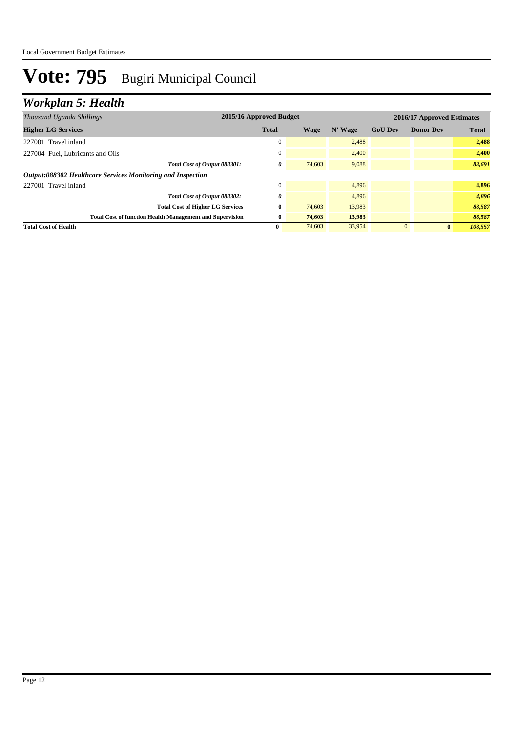# Vote: 795 Bugiri Municipal Council

## *Workplan 5: Health*

| *Thousand Uganda Shillings* | 2015/16 Approved Budget | 2016/17 Approved Estimates | | | | |
|---|---|---|---|---|---|---|
| **Higher LG Services** | **Total** | **Wage** | **N' Wage** | **GoU Dev** | **Donor Dev** | **Total** |
| 227001 Travel inland | 0 | | 2,488 | | | **2,488** |
| 227004 Fuel, Lubricants and Oils | 0 | | 2,400 | | | **2,400** |
| *Total Cost of Output 088301:* | ***0*** | 74,603 | 9,088 | | | ***83,691*** |
| ***Output:088302 Healthcare Services Monitoring and Inspection*** | | | | | | |
| 227001 Travel inland | 0 | | 4,896 | | | **4,896** |
| *Total Cost of Output 088302:* | ***0*** | | 4,896 | | | ***4,896*** |
| **Total Cost of Higher LG Services** | **0** | 74,603 | 13,983 | | | ***88,587*** |
| **Total Cost of function Health Management and Supervision** | **0** | **74,603** | **13,983** | | | ***88,587*** |
| **Total Cost of Health** | **0** | 74,603 | 33,954 | 0 | **0** | ***108,557*** |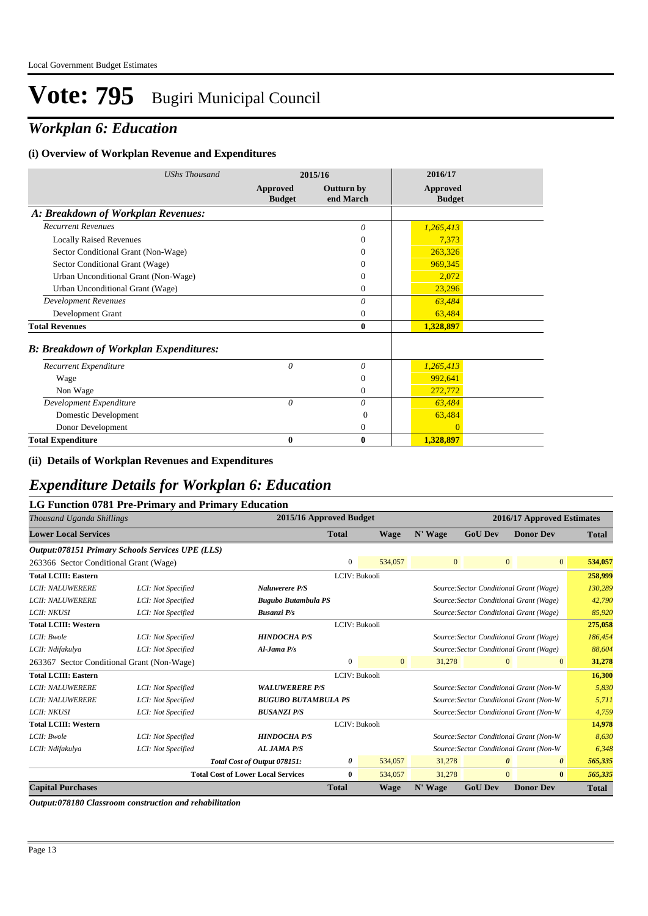# Vote: 795 Bugiri Municipal Council

## *Workplan 6: Education*

### (i) Overview of Workplan Revenue and Expenditures

| *UShs Thousand* | 2015/16 | | 2016/17 |
|---|---|---|---|
| | **Approved Budget** | **Outturn by end March** | **Approved Budget** |
| ***A: Breakdown of Workplan Revenues:*** | | | |
| *Recurrent Revenues* | | *0* | *1,265,413* |
| Locally Raised Revenues | | 0 | 7,373 |
| Sector Conditional Grant (Non-Wage) | | 0 | 263,326 |
| Sector Conditional Grant (Wage) | | 0 | 969,345 |
| Urban Unconditional Grant (Non-Wage) | | 0 | 2,072 |
| Urban Unconditional Grant (Wage) | | 0 | 23,296 |
| *Development Revenues* | | *0* | *63,484* |
| Development Grant | | 0 | 63,484 |
| **Total Revenues** | | **0** | **1,328,897** |
| ***B: Breakdown of Workplan Expenditures:*** | | | |
| *Recurrent Expenditure* | *0* | *0* | *1,265,413* |
| Wage | | 0 | 992,641 |
| Non Wage | | 0 | 272,772 |
| *Development Expenditure* | *0* | *0* | *63,484* |
| Domestic Development | | 0 | 63,484 |
| Donor Development | | 0 | 0 |
| **Total Expenditure** | **0** | **0** | **1,328,897** |

### (ii) Details of Workplan Revenues and Expenditures

## *Expenditure Details for Workplan 6: Education*

### LG Function 0781 Pre-Primary and Primary Education

| *Thousand Uganda Shillings* | | | 2015/16 Approved Budget | 2016/17 Approved Estimates | | | | |
|---|---|---|---|---|---|---|---|---|
| **Lower Local Services** | | | **Total** | **Wage** | **N' Wage** | **GoU Dev** | **Donor Dev** | **Total** |
| ***Output:078151 Primary Schools Services UPE (LLS)*** | | | | | | | | |
| 263366 Sector Conditional Grant (Wage) | | | 0 | 534,057 | 0 | 0 | 0 | **534,057** |
| **Total LCIII: Eastern** | | | LCIV: Bukooli | | | | | **258,999** |
| *LCII: NALUWERERE* | *LCI: Not Specified* | ***Naluwerere P/S*** | | | *Source:Sector Conditional Grant (Wage)* | | | *130,289* |
| *LCII: NALUWERERE* | *LCI: Not Specified* | ***Bugubo Butambula PS*** | | | *Source:Sector Conditional Grant (Wage)* | | | *42,790* |
| *LCII: NKUSI* | *LCI: Not Specified* | ***Busanzi P/s*** | | | *Source:Sector Conditional Grant (Wage)* | | | *85,920* |
| **Total LCIII: Western** | | | LCIV: Bukooli | | | | | **275,058** |
| *LCII: Bwole* | *LCI: Not Specified* | ***HINDOCHA P/S*** | | | *Source:Sector Conditional Grant (Wage)* | | | *186,454* |
| *LCII: Ndifakulya* | *LCI: Not Specified* | ***Al-Jama P/s*** | | | *Source:Sector Conditional Grant (Wage)* | | | *88,604* |
| 263367 Sector Conditional Grant (Non-Wage) | | | 0 | 0 | 31,278 | 0 | 0 | **31,278** |
| **Total LCIII: Eastern** | | | LCIV: Bukooli | | | | | **16,300** |
| *LCII: NALUWERERE* | *LCI: Not Specified* | ***WALUWERERE P/S*** | | | *Source:Sector Conditional Grant (Non-W* | | | *5,830* |
| *LCII: NALUWERERE* | *LCI: Not Specified* | ***BUGUBO BUTAMBULA PS*** | | | *Source:Sector Conditional Grant (Non-W* | | | *5,711* |
| *LCII: NKUSI* | *LCI: Not Specified* | ***BUSANZI P/S*** | | | *Source:Sector Conditional Grant (Non-W* | | | *4,759* |
| **Total LCIII: Western** | | | LCIV: Bukooli | | | | | **14,978** |
| *LCII: Bwole* | *LCI: Not Specified* | ***HINDOCHA P/S*** | | | *Source:Sector Conditional Grant (Non-W* | | | *8,630* |
| *LCII: Ndifakulya* | *LCI: Not Specified* | ***AL JAMA P/S*** | | | *Source:Sector Conditional Grant (Non-W* | | | *6,348* |
| | | ***Total Cost of Output 078151:*** | ***0*** | 534,057 | 31,278 | ***0*** | ***0*** | ***565,335*** |
| | | **Total Cost of Lower Local Services** | **0** | 534,057 | 31,278 | 0 | **0** | ***565,335*** |
| **Capital Purchases** | | | **Total** | **Wage** | **N' Wage** | **GoU Dev** | **Donor Dev** | **Total** |

***Output:078180 Classroom construction and rehabilitation***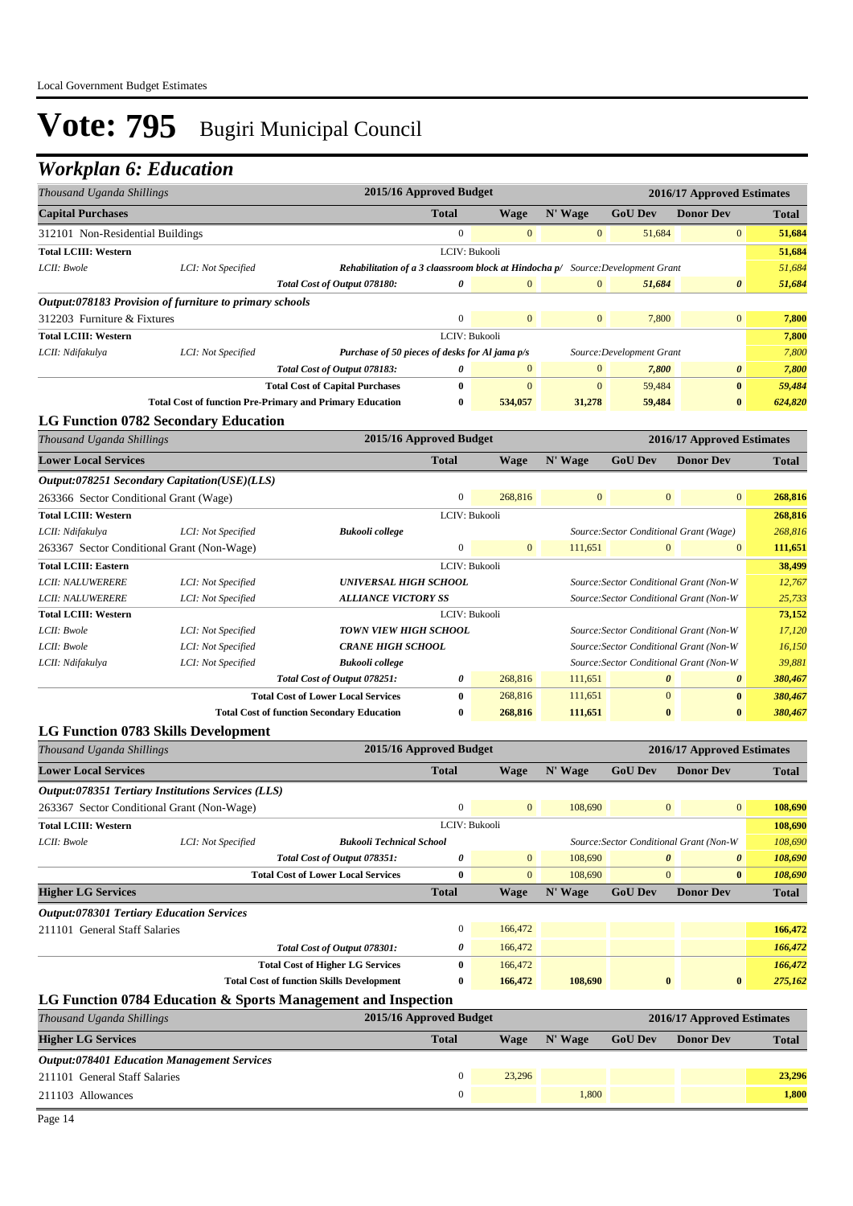Local Government Budget Estimates

# Vote: 795 Bugiri Municipal Council

## Workplan 6: Education

| Thousand Uganda Shillings | | 2015/16 Approved Budget | 2016/17 Approved Estimates | | | | |
|---|---|---|---|---|---|---|---|
| **Capital Purchases** | | **Total** | **Wage** | **N' Wage** | **GoU Dev** | **Donor Dev** | **Total** |
| 312101 Non-Residential Buildings | | 0 | 0 | 0 | 51,684 | 0 | **51,684** |
| **Total LCIII: Western** | | LCIV: Bukooli | | | | | **51,684** |
| *LCII: Bwole* | *LCI: Not Specified* | ***Rehabilitation of a 3 classroom block at Hindocha p/*** | | *Source:Development Grant* | | | *51,684* |
| | *Total Cost of Output 078180:* | ***0*** | 0 | 0 | ***51,684*** | ***0*** | ***51,684*** |
| ***Output:078183 Provision of furniture to primary schools*** | | | | | | | |
| 312203 Furniture & Fixtures | | 0 | 0 | 0 | 7,800 | 0 | **7,800** |
| **Total LCIII: Western** | | LCIV: Bukooli | | | | | **7,800** |
| *LCII: Ndifakulya* | *LCI: Not Specified* | ***Purchase of 50 pieces of desks for Al jama p/s*** | | | *Source:Development Grant* | | *7,800* |
| | *Total Cost of Output 078183:* | ***0*** | 0 | 0 | ***7,800*** | ***0*** | ***7,800*** |
| | **Total Cost of Capital Purchases** | **0** | 0 | 0 | 59,484 | **0** | ***59,484*** |
| | **Total Cost of function Pre-Primary and Primary Education** | **0** | **534,057** | **31,278** | **59,484** | **0** | ***624,820*** |

### LG Function 0782 Secondary Education

| Thousand Uganda Shillings | | 2015/16 Approved Budget | 2016/17 Approved Estimates | | | | |
|---|---|---|---|---|---|---|---|
| **Lower Local Services** | | **Total** | **Wage** | **N' Wage** | **GoU Dev** | **Donor Dev** | **Total** |
| ***Output:078251 Secondary Capitation(USE)(LLS)*** | | | | | | | |
| 263366 Sector Conditional Grant (Wage) | | 0 | 268,816 | 0 | 0 | 0 | **268,816** |
| **Total LCIII: Western** | | LCIV: Bukooli | | | | | **268,816** |
| *LCII: Ndifakulya* | *LCI: Not Specified* | ***Bukooli college*** | | | *Source:Sector Conditional Grant (Wage)* | | *268,816* |
| 263367 Sector Conditional Grant (Non-Wage) | | 0 | 0 | 111,651 | 0 | 0 | **111,651** |
| **Total LCIII: Eastern** | | LCIV: Bukooli | | | | | **38,499** |
| *LCII: NALUWERERE* | *LCI: Not Specified* | ***UNIVERSAL HIGH SCHOOL*** | | | *Source:Sector Conditional Grant (Non-W* | | *12,767* |
| *LCII: NALUWERERE* | *LCI: Not Specified* | ***ALLIANCE VICTORY SS*** | | | *Source:Sector Conditional Grant (Non-W* | | *25,733* |
| **Total LCIII: Western** | | LCIV: Bukooli | | | | | **73,152** |
| *LCII: Bwole* | *LCI: Not Specified* | ***TOWN VIEW HIGH SCHOOL*** | | | *Source:Sector Conditional Grant (Non-W* | | *17,120* |
| *LCII: Bwole* | *LCI: Not Specified* | ***CRANE HIGH SCHOOL*** | | | *Source:Sector Conditional Grant (Non-W* | | *16,150* |
| *LCII: Ndifakulya* | *LCI: Not Specified* | ***Bukooli college*** | | | *Source:Sector Conditional Grant (Non-W* | | *39,881* |
| | *Total Cost of Output 078251:* | ***0*** | 268,816 | 111,651 | ***0*** | ***0*** | ***380,467*** |
| | **Total Cost of Lower Local Services** | **0** | 268,816 | 111,651 | 0 | **0** | ***380,467*** |
| | **Total Cost of function Secondary Education** | **0** | **268,816** | **111,651** | **0** | **0** | ***380,467*** |

### LG Function 0783 Skills Development

| Thousand Uganda Shillings | | 2015/16 Approved Budget | 2016/17 Approved Estimates | | | | |
|---|---|---|---|---|---|---|---|
| **Lower Local Services** | | **Total** | **Wage** | **N' Wage** | **GoU Dev** | **Donor Dev** | **Total** |
| ***Output:078351 Tertiary Institutions Services (LLS)*** | | | | | | | |
| 263367 Sector Conditional Grant (Non-Wage) | | 0 | 0 | 108,690 | 0 | 0 | **108,690** |
| **Total LCIII: Western** | | LCIV: Bukooli | | | | | **108,690** |
| *LCII: Bwole* | *LCI: Not Specified* | ***Bukooli Technical School*** | | | *Source:Sector Conditional Grant (Non-W* | | *108,690* |
| | *Total Cost of Output 078351:* | ***0*** | 0 | 108,690 | ***0*** | ***0*** | ***108,690*** |
| | **Total Cost of Lower Local Services** | **0** | 0 | 108,690 | 0 | **0** | ***108,690*** |
| **Higher LG Services** | | **Total** | **Wage** | **N' Wage** | **GoU Dev** | **Donor Dev** | **Total** |
| ***Output:078301 Tertiary Education Services*** | | | | | | | |
| 211101 General Staff Salaries | | 0 | 166,472 | | | | **166,472** |
| | *Total Cost of Output 078301:* | ***0*** | 166,472 | | | | ***166,472*** |
| | **Total Cost of Higher LG Services** | **0** | 166,472 | | | | ***166,472*** |
| | **Total Cost of function Skills Development** | **0** | **166,472** | **108,690** | **0** | **0** | ***275,162*** |

### LG Function 0784 Education & Sports Management and Inspection

| Thousand Uganda Shillings | | 2015/16 Approved Budget | 2016/17 Approved Estimates | | | | |
|---|---|---|---|---|---|---|---|
| **Higher LG Services** | | **Total** | **Wage** | **N' Wage** | **GoU Dev** | **Donor Dev** | **Total** |
| ***Output:078401 Education Management Services*** | | | | | | | |
| 211101 General Staff Salaries | | 0 | 23,296 | | | | **23,296** |
| 211103 Allowances | | 0 | | 1,800 | | | **1,800** |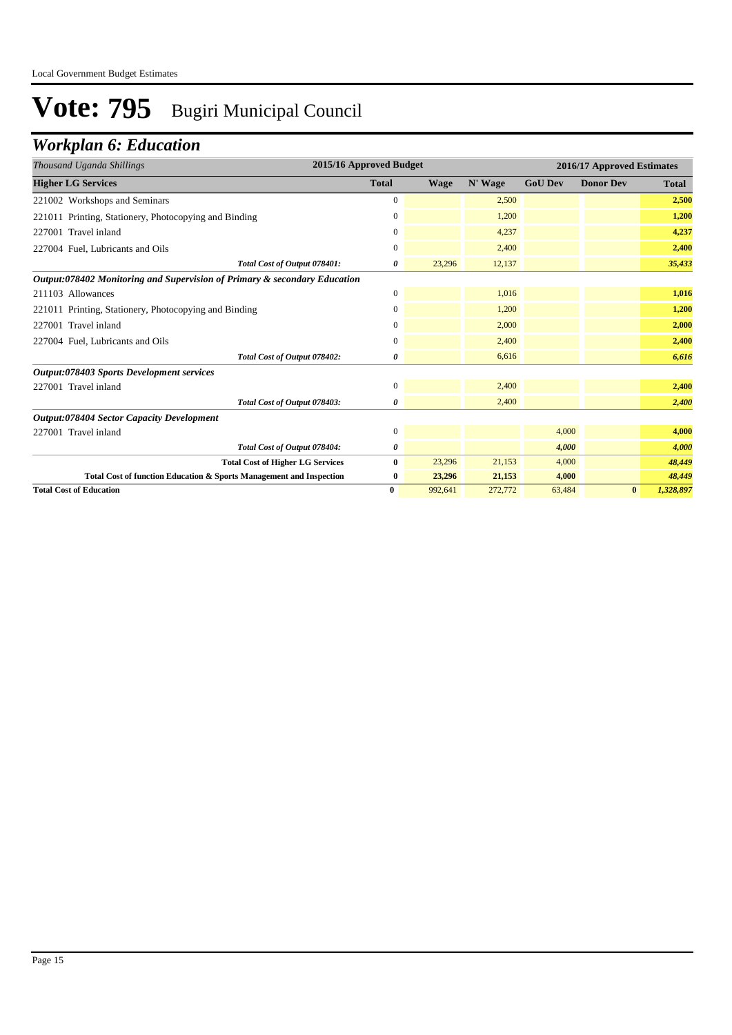# Vote: 795 Bugiri Municipal Council

## *Workplan 6: Education*

| *Thousand Uganda Shillings* | 2015/16 Approved Budget | 2016/17 Approved Estimates | | | | |
|---|---|---|---|---|---|---|
| **Higher LG Services** | **Total** | **Wage** | **N' Wage** | **GoU Dev** | **Donor Dev** | **Total** |
| 221002 Workshops and Seminars | 0 | | 2,500 | | | **2,500** |
| 221011 Printing, Stationery, Photocopying and Binding | 0 | | 1,200 | | | **1,200** |
| 227001 Travel inland | 0 | | 4,237 | | | **4,237** |
| 227004 Fuel, Lubricants and Oils | 0 | | 2,400 | | | **2,400** |
| *Total Cost of Output 078401:* | *0* | 23,296 | 12,137 | | | ***35,433*** |
| ***Output:078402 Monitoring and Supervision of Primary & secondary Education*** | | | | | | |
| 211103 Allowances | 0 | | 1,016 | | | **1,016** |
| 221011 Printing, Stationery, Photocopying and Binding | 0 | | 1,200 | | | **1,200** |
| 227001 Travel inland | 0 | | 2,000 | | | **2,000** |
| 227004 Fuel, Lubricants and Oils | 0 | | 2,400 | | | **2,400** |
| *Total Cost of Output 078402:* | *0* | | 6,616 | | | ***6,616*** |
| ***Output:078403 Sports Development services*** | | | | | | |
| 227001 Travel inland | 0 | | 2,400 | | | **2,400** |
| *Total Cost of Output 078403:* | *0* | | 2,400 | | | ***2,400*** |
| ***Output:078404 Sector Capacity Development*** | | | | | | |
| 227001 Travel inland | 0 | | | 4,000 | | **4,000** |
| *Total Cost of Output 078404:* | *0* | | | *4,000* | | ***4,000*** |
| **Total Cost of Higher LG Services** | **0** | 23,296 | 21,153 | 4,000 | | ***48,449*** |
| **Total Cost of function Education & Sports Management and Inspection** | **0** | **23,296** | **21,153** | **4,000** | | ***48,449*** |
| **Total Cost of Education** | **0** | 992,641 | 272,772 | 63,484 | **0** | ***1,328,897*** |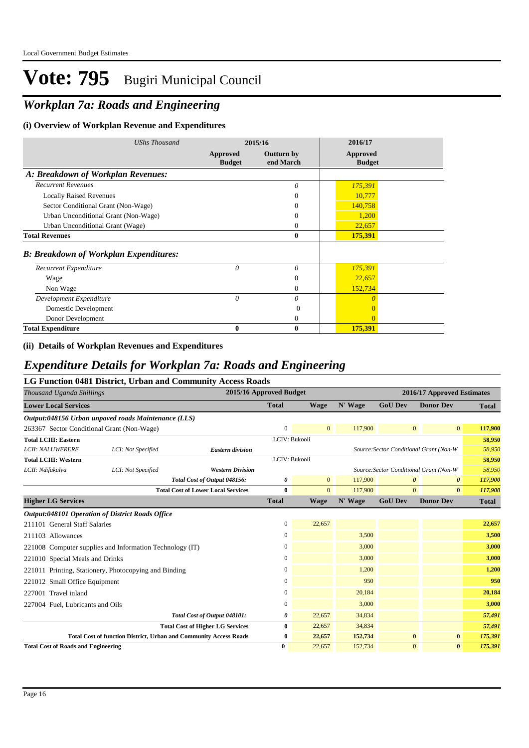# Vote: 795 Bugiri Municipal Council

## *Workplan 7a: Roads and Engineering*

### (i) Overview of Workplan Revenue and Expenditures

| *UShs Thousand* | 2015/16 Approved Budget | 2015/16 Outturn by end March | 2016/17 Approved Budget |
|---|---|---|---|
| ***A: Breakdown of Workplan Revenues:*** | | | |
| *Recurrent Revenues* | | *0* | *175,391* |
| Locally Raised Revenues | | 0 | 10,777 |
| Sector Conditional Grant (Non-Wage) | | 0 | 140,758 |
| Urban Unconditional Grant (Non-Wage) | | 0 | 1,200 |
| Urban Unconditional Grant (Wage) | | 0 | 22,657 |
| **Total Revenues** | | **0** | **175,391** |
| ***B: Breakdown of Workplan Expenditures:*** | | | |
| *Recurrent Expenditure* | *0* | *0* | *175,391* |
| Wage | | 0 | 22,657 |
| Non Wage | | 0 | 152,734 |
| *Development Expenditure* | *0* | *0* | *0* |
| Domestic Development | | 0 | 0 |
| Donor Development | | 0 | 0 |
| **Total Expenditure** | **0** | **0** | **175,391** |

### (ii) Details of Workplan Revenues and Expenditures

## *Expenditure Details for Workplan 7a: Roads and Engineering*

### LG Function 0481 District, Urban and Community Access Roads

| *Thousand Uganda Shillings* | | | 2015/16 Approved Budget | 2016/17 Approved Estimates | | | | |
|---|---|---|---|---|---|---|---|---|
| **Lower Local Services** | | | **Total** | **Wage** | **N' Wage** | **GoU Dev** | **Donor Dev** | **Total** |
| ***Output:048156 Urban unpaved roads Maintenance (LLS)*** | | | | | | | | |
| 263367 Sector Conditional Grant (Non-Wage) | | | 0 | 0 | 117,900 | 0 | 0 | 117,900 |
| **Total LCIII: Eastern** | | | LCIV: Bukooli | | | | | **58,950** |
| *LCII: NALUWERERE* | *LCI: Not Specified* | ***Eastern division*** | | | | *Source:Sector Conditional Grant (Non-W* | | *58,950* |
| **Total LCIII: Western** | | | LCIV: Bukooli | | | | | **58,950** |
| *LCII: Ndifakulya* | *LCI: Not Specified* | ***Western Division*** | | | | *Source:Sector Conditional Grant (Non-W* | | *58,950* |
| | | ***Total Cost of Output 048156:*** | ***0*** | 0 | 117,900 | ***0*** | ***0*** | ***117,900*** |
| | | **Total Cost of Lower Local Services** | **0** | 0 | 117,900 | 0 | **0** | ***117,900*** |
| **Higher LG Services** | | | **Total** | **Wage** | **N' Wage** | **GoU Dev** | **Donor Dev** | **Total** |
| ***Output:048101 Operation of District Roads Office*** | | | | | | | | |
| 211101 General Staff Salaries | | | 0 | 22,657 | | | | 22,657 |
| 211103 Allowances | | | 0 | | 3,500 | | | 3,500 |
| 221008 Computer supplies and Information Technology (IT) | | | 0 | | 3,000 | | | 3,000 |
| 221010 Special Meals and Drinks | | | 0 | | 3,000 | | | 3,000 |
| 221011 Printing, Stationery, Photocopying and Binding | | | 0 | | 1,200 | | | 1,200 |
| 221012 Small Office Equipment | | | 0 | | 950 | | | 950 |
| 227001 Travel inland | | | 0 | | 20,184 | | | 20,184 |
| 227004 Fuel, Lubricants and Oils | | | 0 | | 3,000 | | | 3,000 |
| | | ***Total Cost of Output 048101:*** | ***0*** | 22,657 | 34,834 | | | ***57,491*** |
| | | **Total Cost of Higher LG Services** | **0** | 22,657 | 34,834 | | | ***57,491*** |
| | **Total Cost of function District, Urban and Community Access Roads** | | **0** | **22,657** | **152,734** | **0** | **0** | ***175,391*** |
| **Total Cost of Roads and Engineering** | | | **0** | 22,657 | 152,734 | 0 | **0** | ***175,391*** |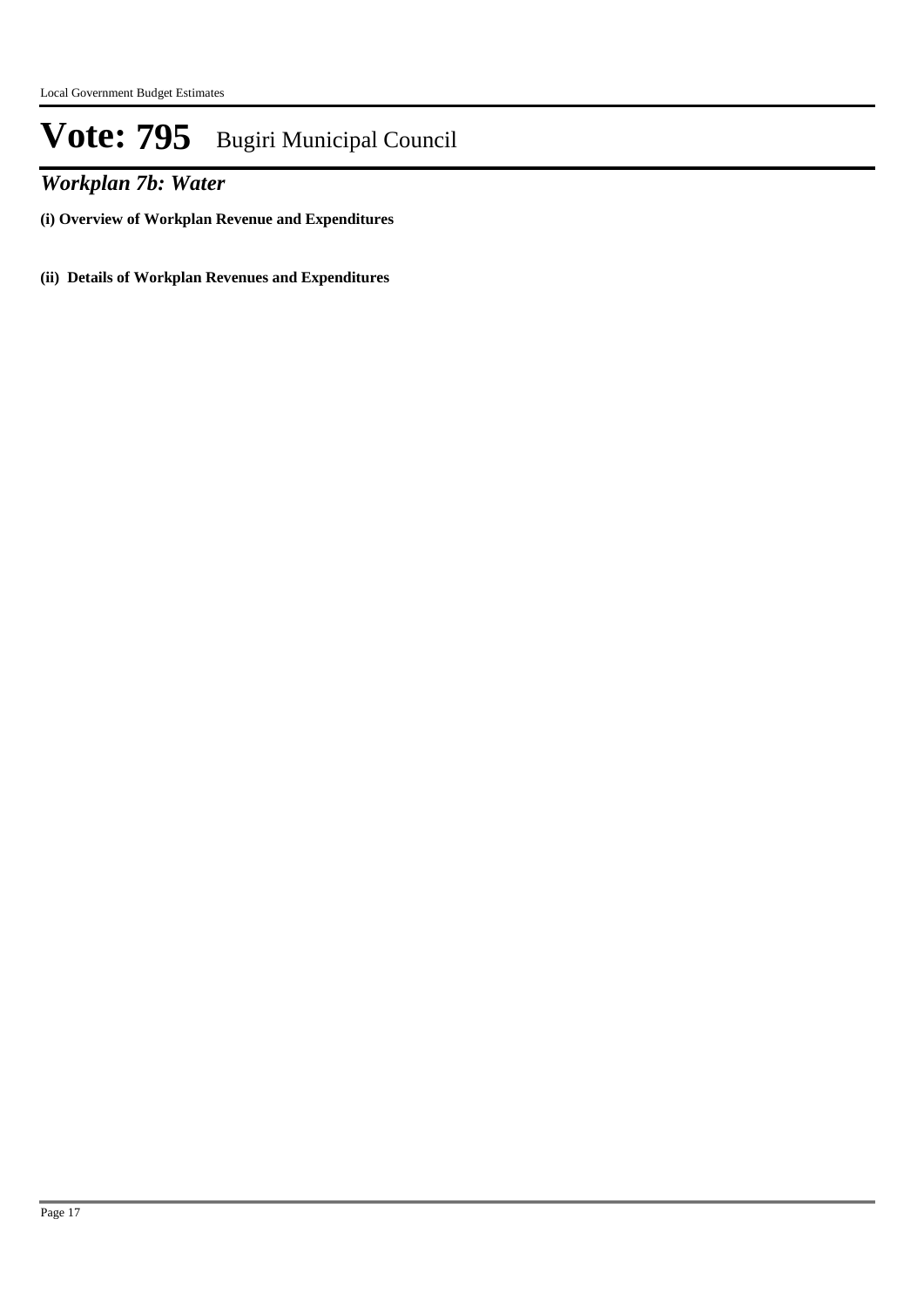# Vote: 795 Bugiri Municipal Council

## *Workplan 7b: Water*

**(i) Overview of Workplan Revenue and Expenditures**

**(ii) Details of Workplan Revenues and Expenditures**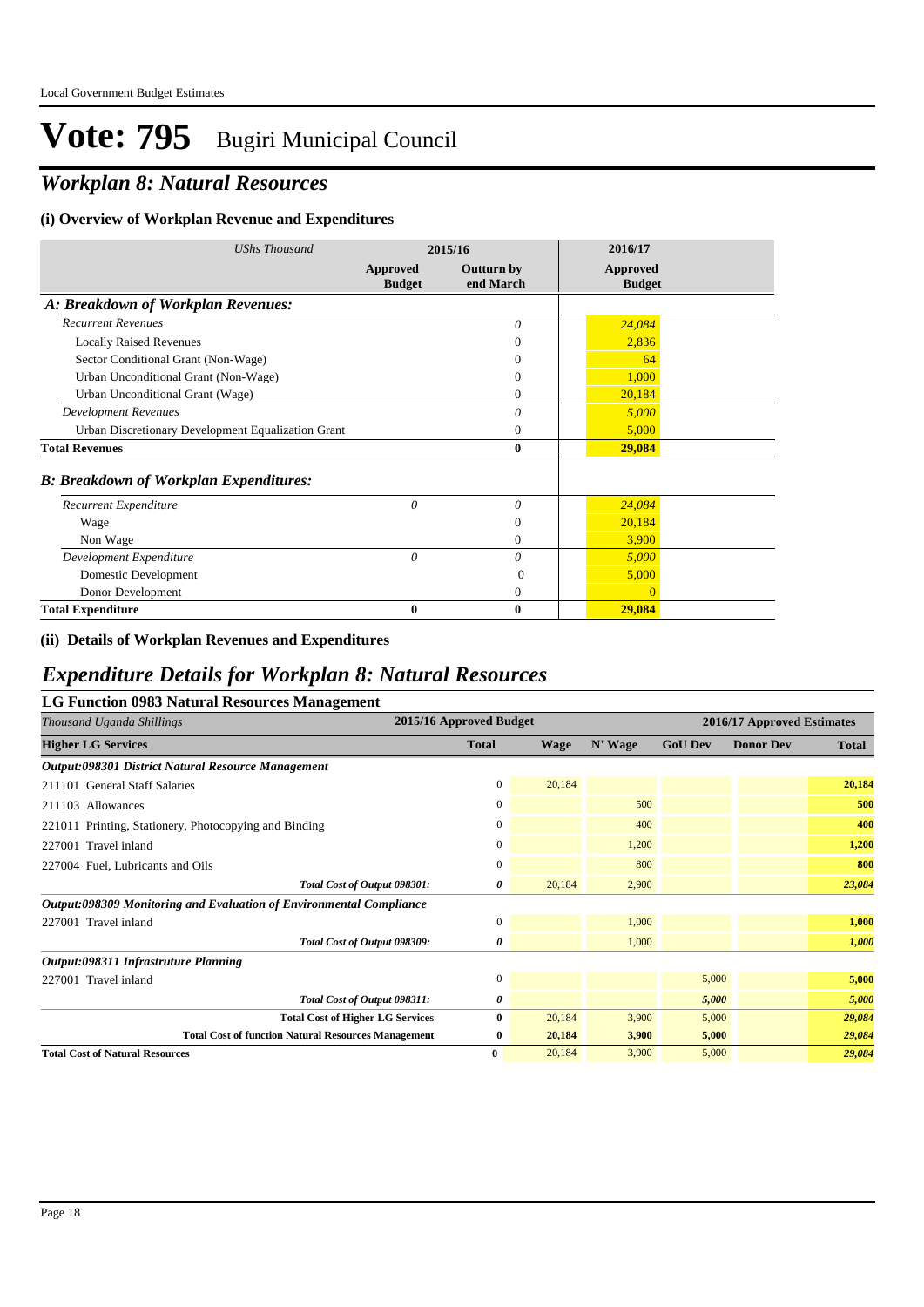# Vote: 795 Bugiri Municipal Council

## *Workplan 8: Natural Resources*

### (i) Overview of Workplan Revenue and Expenditures

| *UShs Thousand* | 2015/16 | | 2016/17 |
|---|---|---|---|
| | **Approved Budget** | **Outturn by end March** | **Approved Budget** |
| ***A: Breakdown of Workplan Revenues:*** | | | |
| *Recurrent Revenues* | | *0* | *24,084* |
| Locally Raised Revenues | | 0 | 2,836 |
| Sector Conditional Grant (Non-Wage) | | 0 | 64 |
| Urban Unconditional Grant (Non-Wage) | | 0 | 1,000 |
| Urban Unconditional Grant (Wage) | | 0 | 20,184 |
| *Development Revenues* | | *0* | *5,000* |
| Urban Discretionary Development Equalization Grant | | 0 | 5,000 |
| **Total Revenues** | | **0** | **29,084** |
| ***B: Breakdown of Workplan Expenditures:*** | | | |
| *Recurrent Expenditure* | *0* | *0* | *24,084* |
| Wage | | 0 | 20,184 |
| Non Wage | | 0 | 3,900 |
| *Development Expenditure* | *0* | *0* | *5,000* |
| Domestic Development | | 0 | 5,000 |
| Donor Development | | 0 | 0 |
| **Total Expenditure** | **0** | **0** | **29,084** |

### (ii) Details of Workplan Revenues and Expenditures

## *Expenditure Details for Workplan 8: Natural Resources*

### LG Function 0983 Natural Resources Management

| *Thousand Uganda Shillings* | 2015/16 Approved Budget | 2016/17 Approved Estimates | | | | |
|---|---|---|---|---|---|---|
| **Higher LG Services** | **Total** | **Wage** | **N' Wage** | **GoU Dev** | **Donor Dev** | **Total** |
| ***Output:098301 District Natural Resource Management*** | | | | | | |
| 211101 General Staff Salaries | 0 | 20,184 | | | | **20,184** |
| 211103 Allowances | 0 | | 500 | | | **500** |
| 221011 Printing, Stationery, Photocopying and Binding | 0 | | 400 | | | **400** |
| 227001 Travel inland | 0 | | 1,200 | | | **1,200** |
| 227004 Fuel, Lubricants and Oils | 0 | | 800 | | | **800** |
| *Total Cost of Output 098301:* | *0* | 20,184 | 2,900 | | | ***23,084*** |
| ***Output:098309 Monitoring and Evaluation of Environmental Compliance*** | | | | | | |
| 227001 Travel inland | 0 | | 1,000 | | | **1,000** |
| *Total Cost of Output 098309:* | *0* | | 1,000 | | | ***1,000*** |
| ***Output:098311 Infrastruture Planning*** | | | | | | |
| 227001 Travel inland | 0 | | | 5,000 | | **5,000** |
| *Total Cost of Output 098311:* | *0* | | | *5,000* | | ***5,000*** |
| **Total Cost of Higher LG Services** | **0** | 20,184 | 3,900 | 5,000 | | ***29,084*** |
| **Total Cost of function Natural Resources Management** | **0** | **20,184** | **3,900** | **5,000** | | ***29,084*** |
| **Total Cost of Natural Resources** | **0** | 20,184 | 3,900 | 5,000 | | ***29,084*** |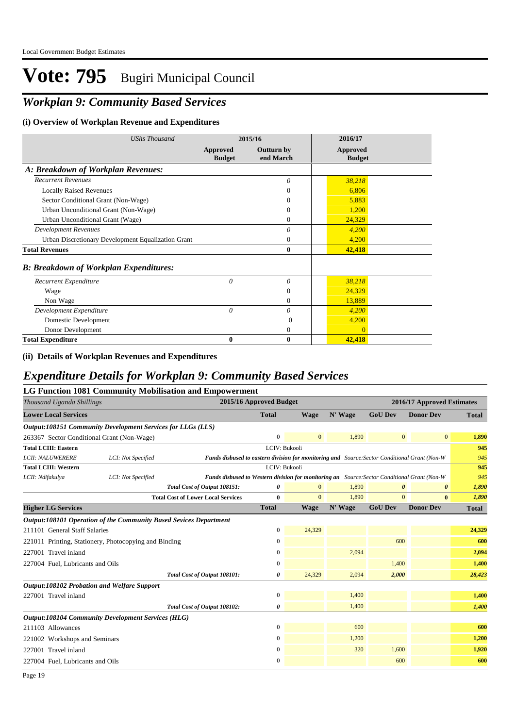Local Government Budget Estimates

# Vote: 795 Bugiri Municipal Council

## *Workplan 9: Community Based Services*

### (i) Overview of Workplan Revenue and Expenditures

| *UShs Thousand* | 2015/16 | | 2016/17 |
|---|---|---|---|
| | **Approved Budget** | **Outturn by end March** | **Approved Budget** |
| ***A: Breakdown of Workplan Revenues:*** | | | |
| *Recurrent Revenues* | | *0* | *38,218* |
| Locally Raised Revenues | | 0 | 6,806 |
| Sector Conditional Grant (Non-Wage) | | 0 | 5,883 |
| Urban Unconditional Grant (Non-Wage) | | 0 | 1,200 |
| Urban Unconditional Grant (Wage) | | 0 | 24,329 |
| *Development Revenues* | | *0* | *4,200* |
| Urban Discretionary Development Equalization Grant | | 0 | 4,200 |
| **Total Revenues** | | **0** | **42,418** |
| ***B: Breakdown of Workplan Expenditures:*** | | | |
| *Recurrent Expenditure* | *0* | *0* | *38,218* |
| Wage | | 0 | 24,329 |
| Non Wage | | 0 | 13,889 |
| *Development Expenditure* | *0* | *0* | *4,200* |
| Domestic Development | | 0 | 4,200 |
| Donor Development | | 0 | 0 |
| **Total Expenditure** | **0** | **0** | **42,418** |

### (ii) Details of Workplan Revenues and Expenditures

## *Expenditure Details for Workplan 9: Community Based Services*

### LG Function 1081 Community Mobilisation and Empowerment

| *Thousand Uganda Shillings* | | 2015/16 Approved Budget | 2016/17 Approved Estimates | | | | |
|---|---|---|---|---|---|---|---|
| **Lower Local Services** | | **Total** | **Wage** | **N' Wage** | **GoU Dev** | **Donor Dev** | **Total** |
| ***Output:108151 Community Development Services for LLGs (LLS)*** | | | | | | | |
| 263367 Sector Conditional Grant (Non-Wage) | | 0 | 0 | 1,890 | 0 | 0 | **1,890** |
| **Total LCIII: Eastern** | | LCIV: Bukooli | | | | | **945** |
| *LCII: NALUWERERE* | *LCI: Not Specified* | ***Funds disbused to eastern division for monitoring and*** *Source:Sector Conditional Grant (Non-W* | | | | | *945* |
| **Total LCIII: Western** | | LCIV: Bukooli | | | | | **945** |
| *LCII: Ndifakulya* | *LCI: Not Specified* | ***Funds disbused to Western division for monitoring an*** *Source:Sector Conditional Grant (Non-W* | | | | | *945* |
| | ***Total Cost of Output 108151:*** | ***0*** | 0 | 1,890 | ***0*** | ***0*** | ***1,890*** |
| | **Total Cost of Lower Local Services** | **0** | 0 | 1,890 | 0 | **0** | ***1,890*** |
| **Higher LG Services** | | **Total** | **Wage** | **N' Wage** | **GoU Dev** | **Donor Dev** | **Total** |
| ***Output:108101 Operation of the Community Based Sevices Department*** | | | | | | | |
| 211101 General Staff Salaries | | 0 | 24,329 | | | | **24,329** |
| 221011 Printing, Stationery, Photocopying and Binding | | 0 | | | 600 | | **600** |
| 227001 Travel inland | | 0 | | 2,094 | | | **2,094** |
| 227004 Fuel, Lubricants and Oils | | 0 | | | 1,400 | | **1,400** |
| | ***Total Cost of Output 108101:*** | ***0*** | 24,329 | 2,094 | ***2,000*** | | ***28,423*** |
| ***Output:108102 Probation and Welfare Support*** | | | | | | | |
| 227001 Travel inland | | 0 | | 1,400 | | | **1,400** |
| | ***Total Cost of Output 108102:*** | ***0*** | | 1,400 | | | ***1,400*** |
| ***Output:108104 Community Development Services (HLG)*** | | | | | | | |
| 211103 Allowances | | 0 | | 600 | | | **600** |
| 221002 Workshops and Seminars | | 0 | | 1,200 | | | **1,200** |
| 227001 Travel inland | | 0 | | 320 | 1,600 | | **1,920** |
| 227004 Fuel, Lubricants and Oils | | 0 | | | 600 | | **600** |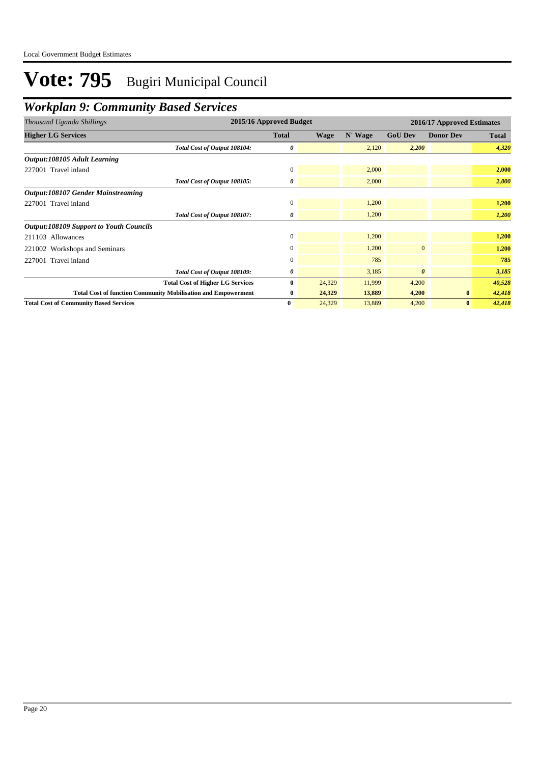# Vote: 795 Bugiri Municipal Council

## *Workplan 9: Community Based Services*

| *Thousand Uganda Shillings* | 2015/16 Approved Budget | 2016/17 Approved Estimates | | | | |
|---|---|---|---|---|---|---|
| **Higher LG Services** | **Total** | **Wage** | **N' Wage** | **GoU Dev** | **Donor Dev** | **Total** |
| *Total Cost of Output 108104:* | *0* | | 2,120 | *2,200* | | *4,320* |
| ***Output:108105 Adult Learning*** | | | | | | |
| 227001 Travel inland | 0 | | 2,000 | | | **2,000** |
| *Total Cost of Output 108105:* | *0* | | 2,000 | | | *2,000* |
| ***Output:108107 Gender Mainstreaming*** | | | | | | |
| 227001 Travel inland | 0 | | 1,200 | | | **1,200** |
| *Total Cost of Output 108107:* | *0* | | 1,200 | | | *1,200* |
| ***Output:108109 Support to Youth Councils*** | | | | | | |
| 211103 Allowances | 0 | | 1,200 | | | **1,200** |
| 221002 Workshops and Seminars | 0 | | 1,200 | 0 | | **1,200** |
| 227001 Travel inland | 0 | | 785 | | | **785** |
| *Total Cost of Output 108109:* | *0* | | 3,185 | *0* | | *3,185* |
| **Total Cost of Higher LG Services** | **0** | 24,329 | 11,999 | 4,200 | | *40,528* |
| **Total Cost of function Community Mobilisation and Empowerment** | **0** | **24,329** | **13,889** | **4,200** | **0** | ***42,418*** |
| **Total Cost of Community Based Services** | **0** | 24,329 | 13,889 | 4,200 | **0** | ***42,418*** |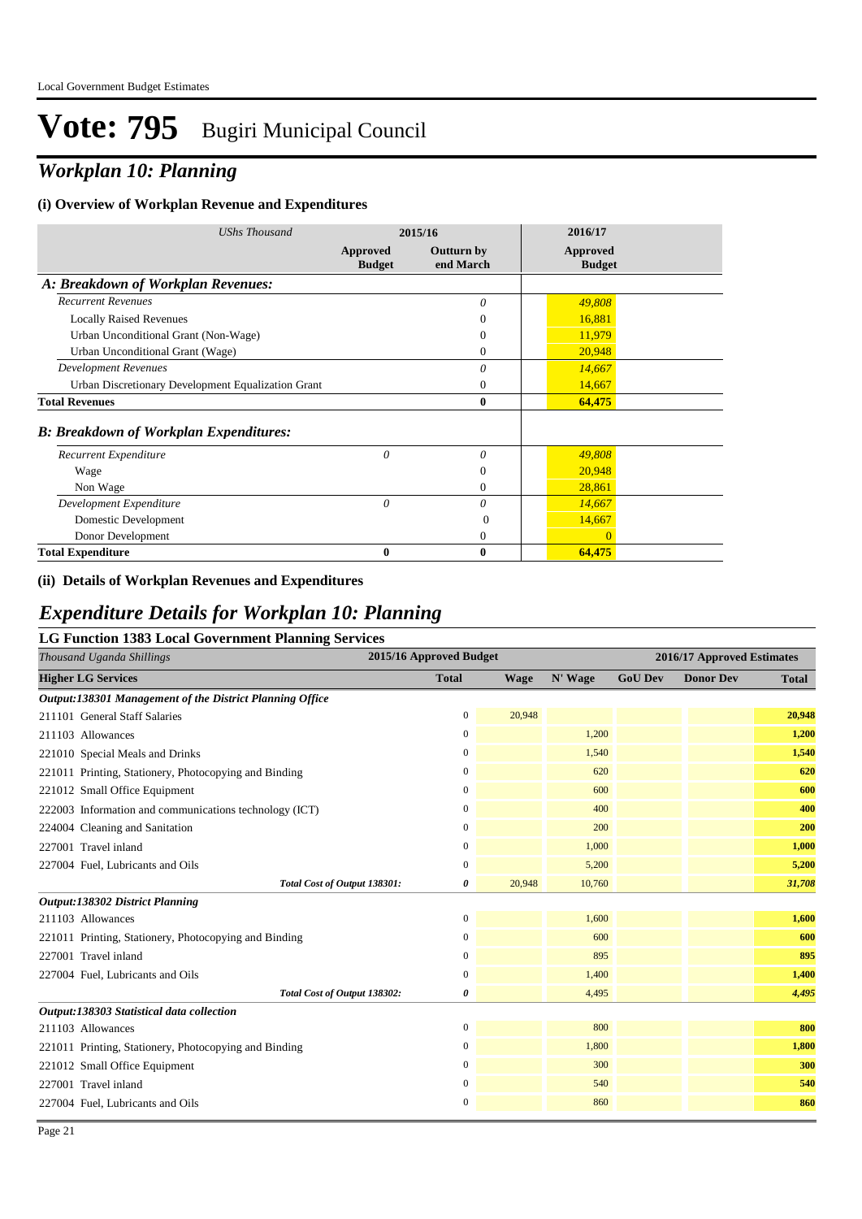Local Government Budget Estimates

# Vote: 795 Bugiri Municipal Council

## *Workplan 10: Planning*

### (i) Overview of Workplan Revenue and Expenditures

| *UShs Thousand* | 2015/16 | | 2016/17 |
|---|---|---|---|
| | Approved Budget | Outturn by end March | Approved Budget |
| ***A: Breakdown of Workplan Revenues:*** | | | |
| *Recurrent Revenues* | | *0* | *49,808* |
| Locally Raised Revenues | | 0 | 16,881 |
| Urban Unconditional Grant (Non-Wage) | | 0 | 11,979 |
| Urban Unconditional Grant (Wage) | | 0 | 20,948 |
| *Development Revenues* | | *0* | *14,667* |
| Urban Discretionary Development Equalization Grant | | 0 | 14,667 |
| **Total Revenues** | | **0** | **64,475** |
| ***B: Breakdown of Workplan Expenditures:*** | | | |
| *Recurrent Expenditure* | *0* | *0* | *49,808* |
| Wage | | 0 | 20,948 |
| Non Wage | | 0 | 28,861 |
| *Development Expenditure* | *0* | *0* | *14,667* |
| Domestic Development | | 0 | 14,667 |
| Donor Development | | 0 | 0 |
| **Total Expenditure** | **0** | **0** | **64,475** |

### (ii) Details of Workplan Revenues and Expenditures

## *Expenditure Details for Workplan 10: Planning*

### LG Function 1383 Local Government Planning Services

| *Thousand Uganda Shillings* | 2015/16 Approved Budget | 2016/17 Approved Estimates | | | | |
|---|---|---|---|---|---|---|
| **Higher LG Services** | **Total** | **Wage** | **N' Wage** | **GoU Dev** | **Donor Dev** | **Total** |
| ***Output:138301 Management of the District Planning Office*** | | | | | | |
| 211101 General Staff Salaries | 0 | 20,948 | | | | **20,948** |
| 211103 Allowances | 0 | | 1,200 | | | **1,200** |
| 221010 Special Meals and Drinks | 0 | | 1,540 | | | **1,540** |
| 221011 Printing, Stationery, Photocopying and Binding | 0 | | 620 | | | **620** |
| 221012 Small Office Equipment | 0 | | 600 | | | **600** |
| 222003 Information and communications technology (ICT) | 0 | | 400 | | | **400** |
| 224004 Cleaning and Sanitation | 0 | | 200 | | | **200** |
| 227001 Travel inland | 0 | | 1,000 | | | **1,000** |
| 227004 Fuel, Lubricants and Oils | 0 | | 5,200 | | | **5,200** |
| ***Total Cost of Output 138301:*** | ***0*** | 20,948 | 10,760 | | | ***31,708*** |
| ***Output:138302 District Planning*** | | | | | | |
| 211103 Allowances | 0 | | 1,600 | | | **1,600** |
| 221011 Printing, Stationery, Photocopying and Binding | 0 | | 600 | | | **600** |
| 227001 Travel inland | 0 | | 895 | | | **895** |
| 227004 Fuel, Lubricants and Oils | 0 | | 1,400 | | | **1,400** |
| ***Total Cost of Output 138302:*** | ***0*** | | 4,495 | | | ***4,495*** |
| ***Output:138303 Statistical data collection*** | | | | | | |
| 211103 Allowances | 0 | | 800 | | | **800** |
| 221011 Printing, Stationery, Photocopying and Binding | 0 | | 1,800 | | | **1,800** |
| 221012 Small Office Equipment | 0 | | 300 | | | **300** |
| 227001 Travel inland | 0 | | 540 | | | **540** |
| 227004 Fuel, Lubricants and Oils | 0 | | 860 | | | **860** |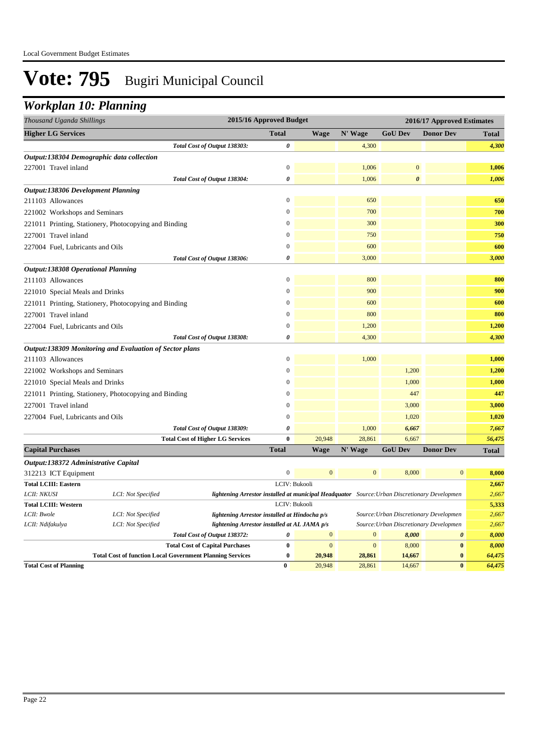# Vote: 795 Bugiri Municipal Council

## Workplan 10: Planning

| Thousand Uganda Shillings | | | 2015/16 Approved Budget | 2016/17 Approved Estimates | | | | |
|---|---|---|---|---|---|---|---|---|
| **Higher LG Services** | | | **Total** | **Wage** | **N' Wage** | **GoU Dev** | **Donor Dev** | **Total** |
| | | *Total Cost of Output 138303:* | *0* | | 4,300 | | | *4,300* |
| ***Output:138304 Demographic data collection*** | | | | | | | | |
| 227001 Travel inland | | | 0 | | 1,006 | 0 | | **1,006** |
| | | *Total Cost of Output 138304:* | *0* | | 1,006 | *0* | | *1,006* |
| ***Output:138306 Development Planning*** | | | | | | | | |
| 211103 Allowances | | | 0 | | 650 | | | **650** |
| 221002 Workshops and Seminars | | | 0 | | 700 | | | **700** |
| 221011 Printing, Stationery, Photocopying and Binding | | | 0 | | 300 | | | **300** |
| 227001 Travel inland | | | 0 | | 750 | | | **750** |
| 227004 Fuel, Lubricants and Oils | | | 0 | | 600 | | | **600** |
| | | *Total Cost of Output 138306:* | *0* | | 3,000 | | | *3,000* |
| ***Output:138308 Operational Planning*** | | | | | | | | |
| 211103 Allowances | | | 0 | | 800 | | | **800** |
| 221010 Special Meals and Drinks | | | 0 | | 900 | | | **900** |
| 221011 Printing, Stationery, Photocopying and Binding | | | 0 | | 600 | | | **600** |
| 227001 Travel inland | | | 0 | | 800 | | | **800** |
| 227004 Fuel, Lubricants and Oils | | | 0 | | 1,200 | | | **1,200** |
| | | *Total Cost of Output 138308:* | *0* | | 4,300 | | | *4,300* |
| ***Output:138309 Monitoring and Evaluation of Sector plans*** | | | | | | | | |
| 211103 Allowances | | | 0 | | 1,000 | | | **1,000** |
| 221002 Workshops and Seminars | | | 0 | | | 1,200 | | **1,200** |
| 221010 Special Meals and Drinks | | | 0 | | | 1,000 | | **1,000** |
| 221011 Printing, Stationery, Photocopying and Binding | | | 0 | | | 447 | | **447** |
| 227001 Travel inland | | | 0 | | | 3,000 | | **3,000** |
| 227004 Fuel, Lubricants and Oils | | | 0 | | | 1,020 | | **1,020** |
| | | *Total Cost of Output 138309:* | *0* | | 1,000 | *6,667* | | *7,667* |
| | | **Total Cost of Higher LG Services** | **0** | 20,948 | 28,861 | 6,667 | | *56,475* |
| **Capital Purchases** | | | **Total** | **Wage** | **N' Wage** | **GoU Dev** | **Donor Dev** | **Total** |
| ***Output:138372 Administrative Capital*** | | | | | | | | |
| 312213 ICT Equipment | | | 0 | 0 | 0 | 8,000 | 0 | **8,000** |
| **Total LCIII: Eastern** | | | LCIV: Bukooli | | | | | **2,667** |
| *LCII: NKUSI* | *LCI: Not Specified* | ***lightening Arrestor installed at municipal Headquator*** | | | | *Source:Urban Discretionary Developmen* | | *2,667* |
| **Total LCIII: Western** | | | LCIV: Bukooli | | | | | **5,333** |
| *LCII: Bwole* | *LCI: Not Specified* | ***lightening Arrestor installed at Hindocha p/s*** | | | | *Source:Urban Discretionary Developmen* | | *2,667* |
| *LCII: Ndifakulya* | *LCI: Not Specified* | ***lightening Arrestor installed at AL JAMA p/s*** | | | | *Source:Urban Discretionary Developmen* | | *2,667* |
| | | *Total Cost of Output 138372:* | *0* | 0 | 0 | *8,000* | *0* | *8,000* |
| | | **Total Cost of Capital Purchases** | **0** | 0 | 0 | 8,000 | **0** | *8,000* |
| | | **Total Cost of function Local Government Planning Services** | **0** | **20,948** | **28,861** | **14,667** | **0** | *64,475* |
| **Total Cost of Planning** | | | **0** | 20,948 | 28,861 | 14,667 | **0** | *64,475* |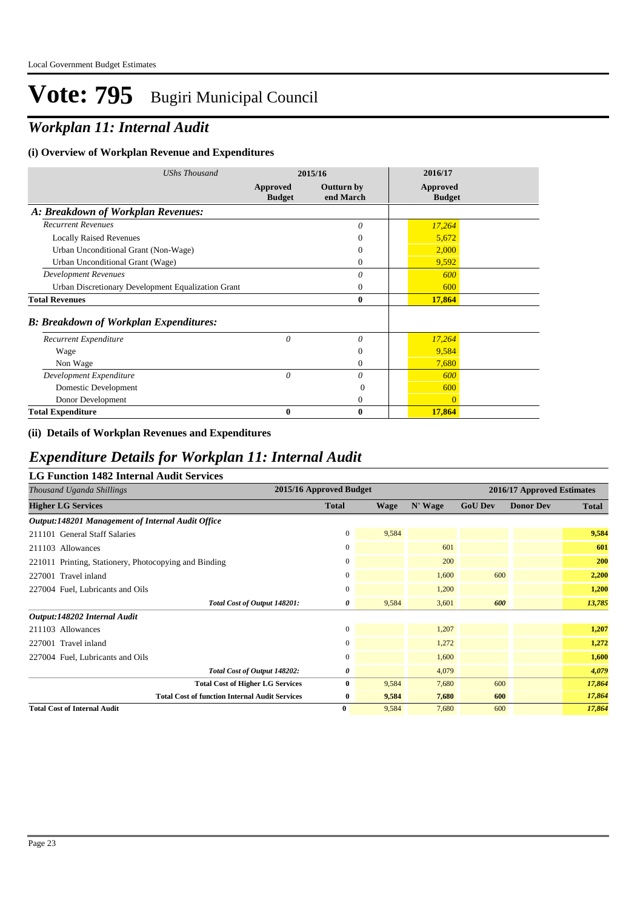# Vote: 795 Bugiri Municipal Council

## *Workplan 11: Internal Audit*

### (i) Overview of Workplan Revenue and Expenditures

| *UShs Thousand* | 2015/16 | | 2016/17 |
|---|---|---|---|
| | **Approved Budget** | **Outturn by end March** | **Approved Budget** |
| ***A: Breakdown of Workplan Revenues:*** | | | |
| *Recurrent Revenues* | | *0* | *17,264* |
| Locally Raised Revenues | | 0 | 5,672 |
| Urban Unconditional Grant (Non-Wage) | | 0 | 2,000 |
| Urban Unconditional Grant (Wage) | | 0 | 9,592 |
| *Development Revenues* | | *0* | *600* |
| Urban Discretionary Development Equalization Grant | | 0 | 600 |
| **Total Revenues** | | **0** | **17,864** |
| ***B: Breakdown of Workplan Expenditures:*** | | | |
| *Recurrent Expenditure* | *0* | *0* | *17,264* |
| Wage | | 0 | 9,584 |
| Non Wage | | 0 | 7,680 |
| *Development Expenditure* | *0* | *0* | *600* |
| Domestic Development | | 0 | 600 |
| Donor Development | | 0 | 0 |
| **Total Expenditure** | **0** | **0** | **17,864** |

### (ii) Details of Workplan Revenues and Expenditures

## *Expenditure Details for Workplan 11: Internal Audit*

### LG Function 1482 Internal Audit Services

| *Thousand Uganda Shillings* | 2015/16 Approved Budget | 2016/17 Approved Estimates | | | | |
|---|---|---|---|---|---|---|
| **Higher LG Services** | **Total** | **Wage** | **N' Wage** | **GoU Dev** | **Donor Dev** | **Total** |
| ***Output:148201 Management of Internal Audit Office*** | | | | | | |
| 211101 General Staff Salaries | 0 | 9,584 | | | | **9,584** |
| 211103 Allowances | 0 | | 601 | | | **601** |
| 221011 Printing, Stationery, Photocopying and Binding | 0 | | 200 | | | **200** |
| 227001 Travel inland | 0 | | 1,600 | 600 | | **2,200** |
| 227004 Fuel, Lubricants and Oils | 0 | | 1,200 | | | **1,200** |
| ***Total Cost of Output 148201:*** | ***0*** | 9,584 | 3,601 | ***600*** | | ***13,785*** |
| ***Output:148202 Internal Audit*** | | | | | | |
| 211103 Allowances | 0 | | 1,207 | | | **1,207** |
| 227001 Travel inland | 0 | | 1,272 | | | **1,272** |
| 227004 Fuel, Lubricants and Oils | 0 | | 1,600 | | | **1,600** |
| ***Total Cost of Output 148202:*** | ***0*** | | 4,079 | | | ***4,079*** |
| **Total Cost of Higher LG Services** | **0** | 9,584 | 7,680 | 600 | | ***17,864*** |
| **Total Cost of function Internal Audit Services** | **0** | **9,584** | **7,680** | **600** | | ***17,864*** |
| **Total Cost of Internal Audit** | **0** | 9,584 | 7,680 | 600 | | ***17,864*** |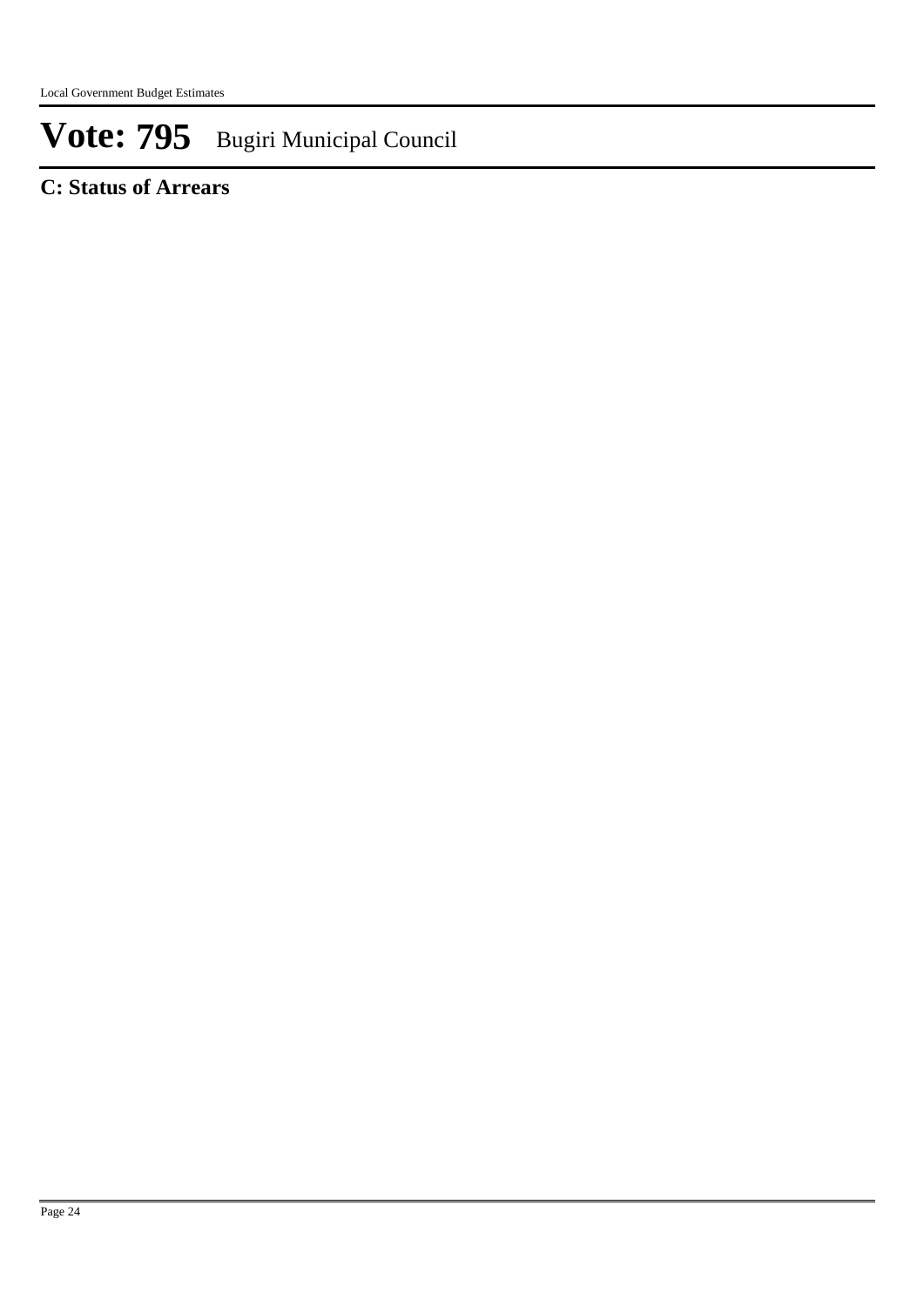# Vote: 795 Bugiri Municipal Council

## C: Status of Arrears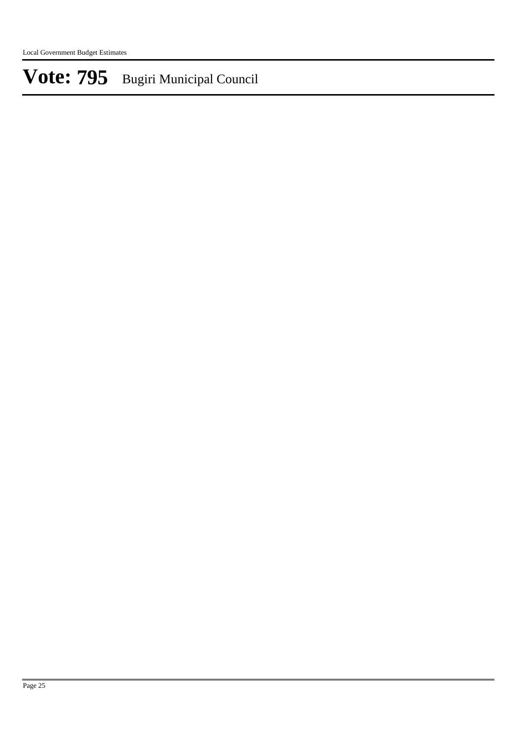# Vote: 795 Bugiri Municipal Council